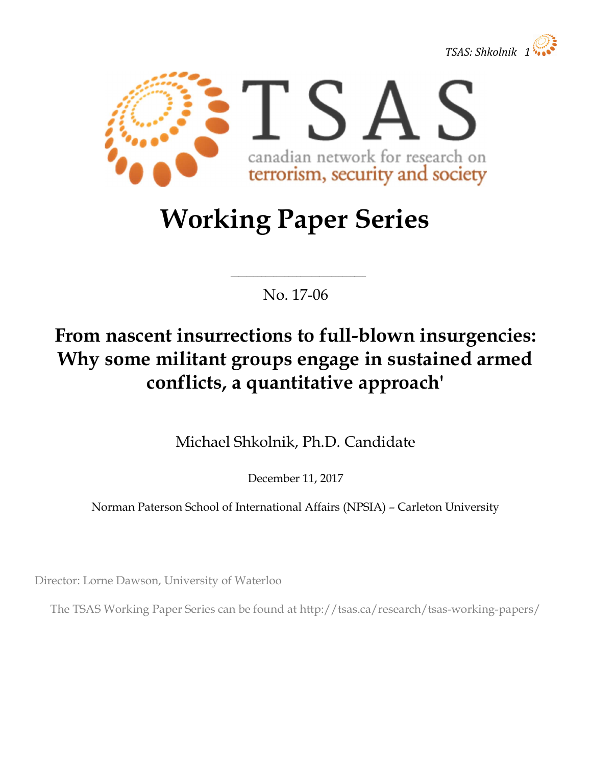# TSAS

canadian network for research on terrorism, security and society

# Working Paper Series

No. 17-06

## From nascent insurrections to full-blown insurgencies: Why some militant groups engage in sustained armed conflicts, a quantitative approach'

Michael Shkolnik, Ph.D. Candidate

December 11, 2017

Norman Paterson School of International Affairs (NPSIA) – Carleton University

Director: Lorne Dawson, University of Waterloo

The TSAS Working Paper Series can be found at http://tsas.ca/research/tsas-working-papers/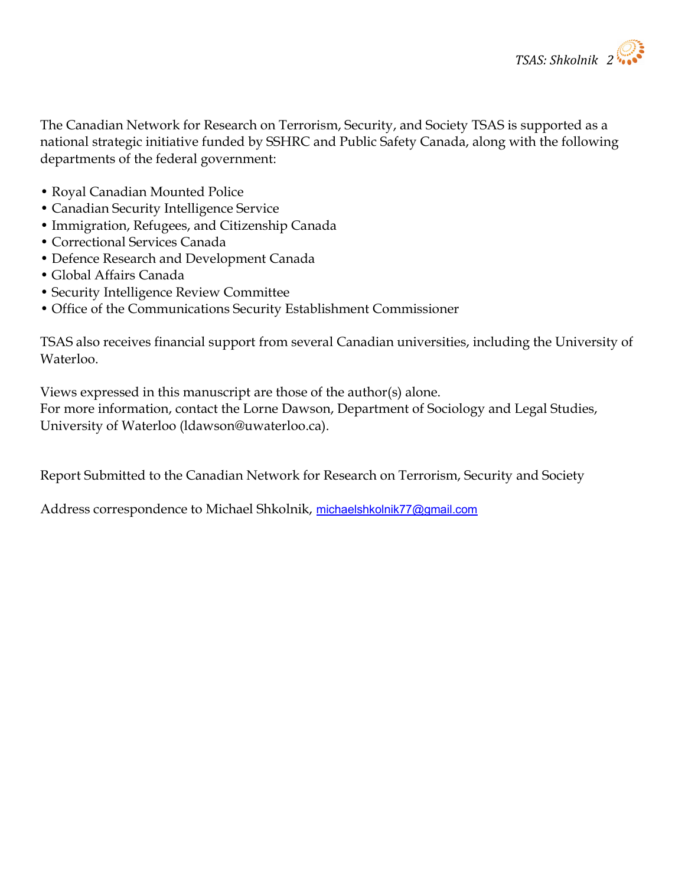The Canadian Network for Research on Terrorism, Security, and Society TSAS is supported as a national strategic initiative funded by SSHRC and Public Safety Canada, along with the following departments of the federal government:

- Royal Canadian Mounted Police
- Canadian Security Intelligence Service
- Immigration, Refugees, and Citizenship Canada
- Correctional Services Canada
- Defence Research and Development Canada
- Global Affairs Canada
- Security Intelligence Review Committee
- Office of the Communications Security Establishment Commissioner

TSAS also receives financial support from several Canadian universities, including the University of Waterloo.

Views expressed in this manuscript are those of the author(s) alone.
For more information, contact the Lorne Dawson, Department of Sociology and Legal Studies, University of Waterloo (ldawson@uwaterloo.ca).

Report Submitted to the Canadian Network for Research on Terrorism, Security and Society

Address correspondence to Michael Shkolnik, michaelshkolnik77@gmail.com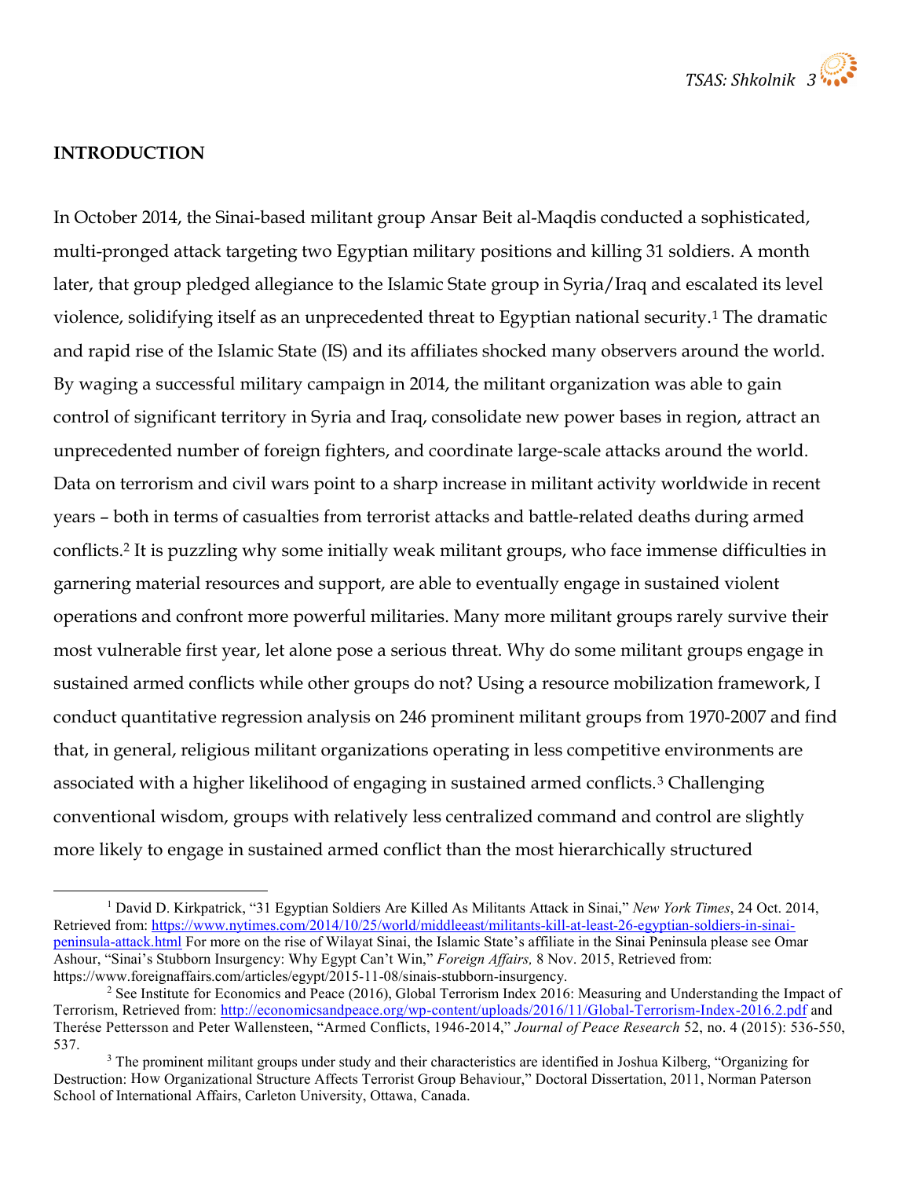## INTRODUCTION

In October 2014, the Sinai-based militant group Ansar Beit al-Maqdis conducted a sophisticated, multi-pronged attack targeting two Egyptian military positions and killing 31 soldiers. A month later, that group pledged allegiance to the Islamic State group in Syria/Iraq and escalated its level violence, solidifying itself as an unprecedented threat to Egyptian national security.[1] The dramatic and rapid rise of the Islamic State (IS) and its affiliates shocked many observers around the world. By waging a successful military campaign in 2014, the militant organization was able to gain control of significant territory in Syria and Iraq, consolidate new power bases in region, attract an unprecedented number of foreign fighters, and coordinate large-scale attacks around the world. Data on terrorism and civil wars point to a sharp increase in militant activity worldwide in recent years – both in terms of casualties from terrorist attacks and battle-related deaths during armed conflicts.[2] It is puzzling why some initially weak militant groups, who face immense difficulties in garnering material resources and support, are able to eventually engage in sustained violent operations and confront more powerful militaries. Many more militant groups rarely survive their most vulnerable first year, let alone pose a serious threat. Why do some militant groups engage in sustained armed conflicts while other groups do not? Using a resource mobilization framework, I conduct quantitative regression analysis on 246 prominent militant groups from 1970-2007 and find that, in general, religious militant organizations operating in less competitive environments are associated with a higher likelihood of engaging in sustained armed conflicts.[3] Challenging conventional wisdom, groups with relatively less centralized command and control are slightly more likely to engage in sustained armed conflict than the most hierarchically structured

---

[1] David D. Kirkpatrick, "31 Egyptian Soldiers Are Killed As Militants Attack in Sinai," *New York Times*, 24 Oct. 2014, Retrieved from: https://www.nytimes.com/2014/10/25/world/middleeast/militants-kill-at-least-26-egyptian-soldiers-in-sinai-peninsula-attack.html For more on the rise of Wilayat Sinai, the Islamic State's affiliate in the Sinai Peninsula please see Omar Ashour, "Sinai's Stubborn Insurgency: Why Egypt Can't Win," *Foreign Affairs,* 8 Nov. 2015, Retrieved from: https://www.foreignaffairs.com/articles/egypt/2015-11-08/sinais-stubborn-insurgency.

[2] See Institute for Economics and Peace (2016), Global Terrorism Index 2016: Measuring and Understanding the Impact of Terrorism, Retrieved from: http://economicsandpeace.org/wp-content/uploads/2016/11/Global-Terrorism-Index-2016.2.pdf and Therése Pettersson and Peter Wallensteen, "Armed Conflicts, 1946-2014," *Journal of Peace Research* 52, no. 4 (2015): 536-550, 537.

[3] The prominent militant groups under study and their characteristics are identified in Joshua Kilberg, "Organizing for Destruction: How Organizational Structure Affects Terrorist Group Behaviour," Doctoral Dissertation, 2011, Norman Paterson School of International Affairs, Carleton University, Ottawa, Canada.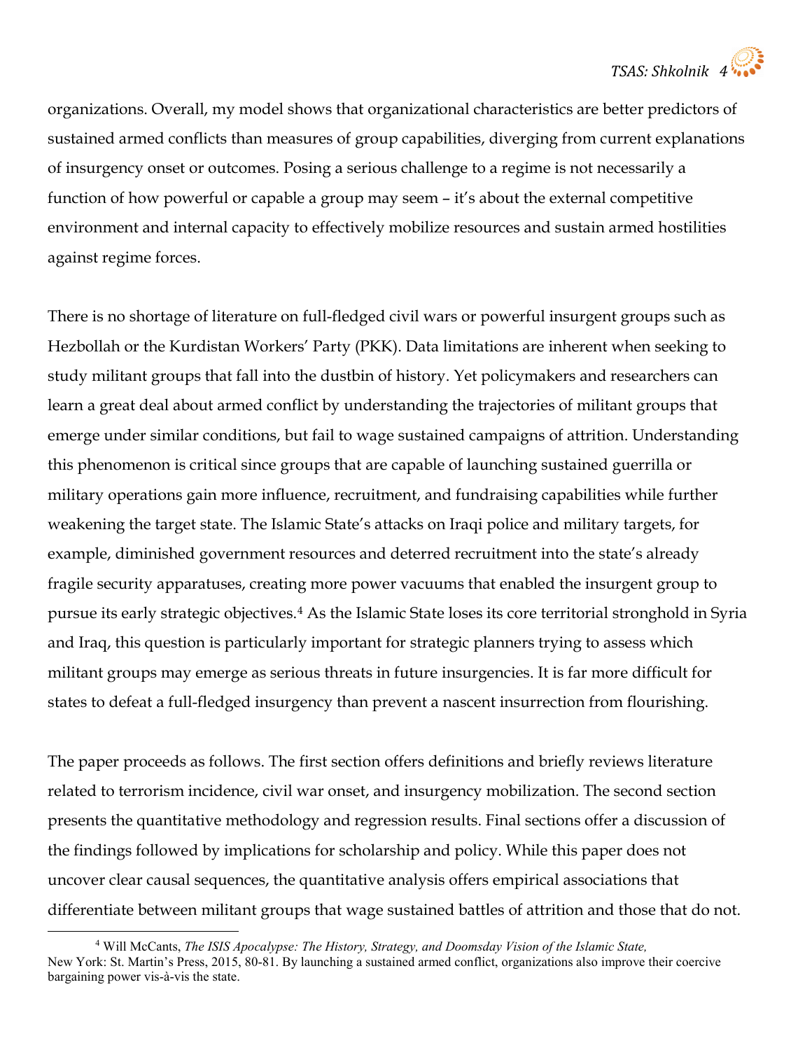organizations. Overall, my model shows that organizational characteristics are better predictors of sustained armed conflicts than measures of group capabilities, diverging from current explanations of insurgency onset or outcomes. Posing a serious challenge to a regime is not necessarily a function of how powerful or capable a group may seem – it's about the external competitive environment and internal capacity to effectively mobilize resources and sustain armed hostilities against regime forces.

There is no shortage of literature on full-fledged civil wars or powerful insurgent groups such as Hezbollah or the Kurdistan Workers' Party (PKK). Data limitations are inherent when seeking to study militant groups that fall into the dustbin of history. Yet policymakers and researchers can learn a great deal about armed conflict by understanding the trajectories of militant groups that emerge under similar conditions, but fail to wage sustained campaigns of attrition. Understanding this phenomenon is critical since groups that are capable of launching sustained guerrilla or military operations gain more influence, recruitment, and fundraising capabilities while further weakening the target state. The Islamic State's attacks on Iraqi police and military targets, for example, diminished government resources and deterred recruitment into the state's already fragile security apparatuses, creating more power vacuums that enabled the insurgent group to pursue its early strategic objectives.[4] As the Islamic State loses its core territorial stronghold in Syria and Iraq, this question is particularly important for strategic planners trying to assess which militant groups may emerge as serious threats in future insurgencies. It is far more difficult for states to defeat a full-fledged insurgency than prevent a nascent insurrection from flourishing.

The paper proceeds as follows. The first section offers definitions and briefly reviews literature related to terrorism incidence, civil war onset, and insurgency mobilization. The second section presents the quantitative methodology and regression results. Final sections offer a discussion of the findings followed by implications for scholarship and policy. While this paper does not uncover clear causal sequences, the quantitative analysis offers empirical associations that differentiate between militant groups that wage sustained battles of attrition and those that do not.

---

[4] Will McCants, *The ISIS Apocalypse: The History, Strategy, and Doomsday Vision of the Islamic State,* New York: St. Martin's Press, 2015, 80-81. By launching a sustained armed conflict, organizations also improve their coercive bargaining power vis-à-vis the state.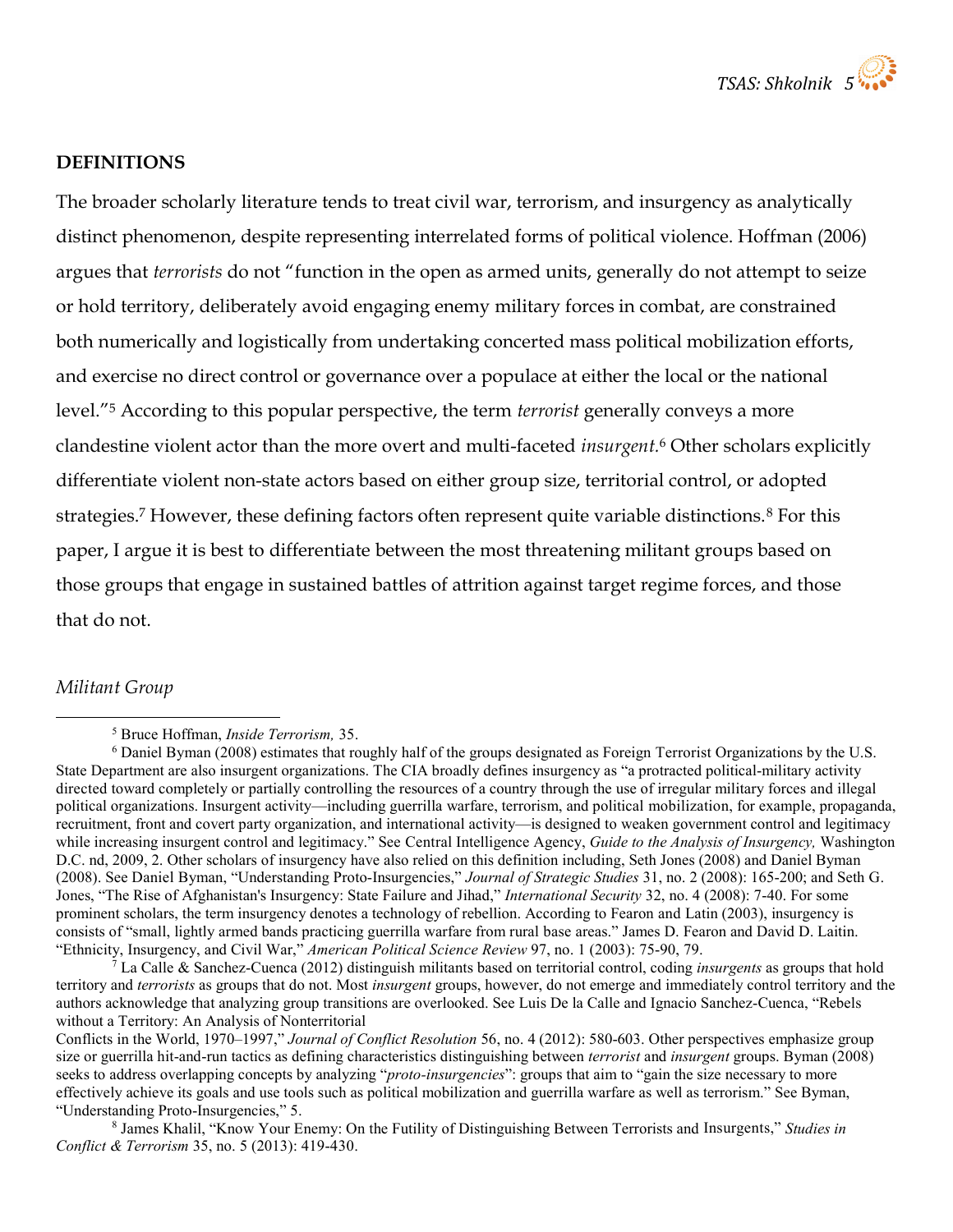## DEFINITIONS

The broader scholarly literature tends to treat civil war, terrorism, and insurgency as analytically distinct phenomenon, despite representing interrelated forms of political violence. Hoffman (2006) argues that *terrorists* do not "function in the open as armed units, generally do not attempt to seize or hold territory, deliberately avoid engaging enemy military forces in combat, are constrained both numerically and logistically from undertaking concerted mass political mobilization efforts, and exercise no direct control or governance over a populace at either the local or the national level."[5] According to this popular perspective, the term *terrorist* generally conveys a more clandestine violent actor than the more overt and multi-faceted *insurgent*.[6] Other scholars explicitly differentiate violent non-state actors based on either group size, territorial control, or adopted strategies.[7] However, these defining factors often represent quite variable distinctions.[8] For this paper, I argue it is best to differentiate between the most threatening militant groups based on those groups that engage in sustained battles of attrition against target regime forces, and those that do not.

### *Militant Group*

[5] Bruce Hoffman, *Inside Terrorism,* 35.

[6] Daniel Byman (2008) estimates that roughly half of the groups designated as Foreign Terrorist Organizations by the U.S. State Department are also insurgent organizations. The CIA broadly defines insurgency as "a protracted political-military activity directed toward completely or partially controlling the resources of a country through the use of irregular military forces and illegal political organizations. Insurgent activity—including guerrilla warfare, terrorism, and political mobilization, for example, propaganda, recruitment, front and covert party organization, and international activity—is designed to weaken government control and legitimacy while increasing insurgent control and legitimacy." See Central Intelligence Agency, *Guide to the Analysis of Insurgency,* Washington D.C. nd, 2009, 2. Other scholars of insurgency have also relied on this definition including, Seth Jones (2008) and Daniel Byman (2008). See Daniel Byman, "Understanding Proto-Insurgencies," *Journal of Strategic Studies* 31, no. 2 (2008): 165-200; and Seth G. Jones, "The Rise of Afghanistan's Insurgency: State Failure and Jihad," *International Security* 32, no. 4 (2008): 7-40. For some prominent scholars, the term insurgency denotes a technology of rebellion. According to Fearon and Latin (2003), insurgency is consists of "small, lightly armed bands practicing guerrilla warfare from rural base areas." James D. Fearon and David D. Laitin. "Ethnicity, Insurgency, and Civil War," *American Political Science Review* 97, no. 1 (2003): 75-90, 79.

[7] La Calle & Sanchez-Cuenca (2012) distinguish militants based on territorial control, coding *insurgents* as groups that hold territory and *terrorists* as groups that do not. Most *insurgent* groups, however, do not emerge and immediately control territory and the authors acknowledge that analyzing group transitions are overlooked. See Luis De la Calle and Ignacio Sanchez-Cuenca, "Rebels without a Territory: An Analysis of Nonterritorial Conflicts in the World, 1970–1997," *Journal of Conflict Resolution* 56, no. 4 (2012): 580-603. Other perspectives emphasize group size or guerrilla hit-and-run tactics as defining characteristics distinguishing between *terrorist* and *insurgent* groups. Byman (2008) seeks to address overlapping concepts by analyzing "*proto-insurgencies*": groups that aim to "gain the size necessary to more effectively achieve its goals and use tools such as political mobilization and guerrilla warfare as well as terrorism." See Byman, "Understanding Proto-Insurgencies," 5.

[8] James Khalil, "Know Your Enemy: On the Futility of Distinguishing Between Terrorists and Insurgents," *Studies in Conflict & Terrorism* 35, no. 5 (2013): 419-430.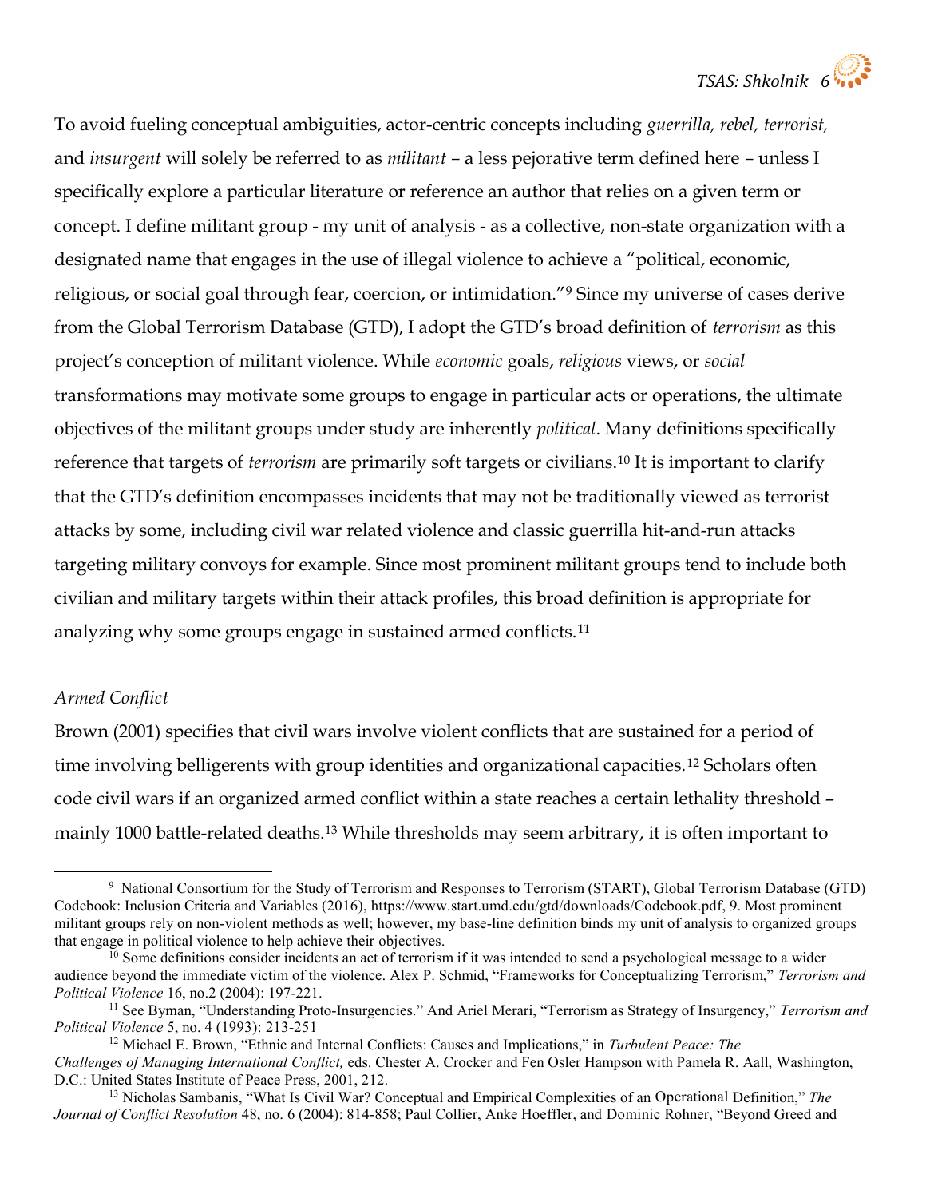To avoid fueling conceptual ambiguities, actor-centric concepts including *guerrilla, rebel, terrorist,* and *insurgent* will solely be referred to as *militant* – a less pejorative term defined here – unless I specifically explore a particular literature or reference an author that relies on a given term or concept. I define militant group - my unit of analysis - as a collective, non-state organization with a designated name that engages in the use of illegal violence to achieve a "political, economic, religious, or social goal through fear, coercion, or intimidation."[9] Since my universe of cases derive from the Global Terrorism Database (GTD), I adopt the GTD's broad definition of *terrorism* as this project's conception of militant violence. While *economic* goals, *religious* views, or *social* transformations may motivate some groups to engage in particular acts or operations, the ultimate objectives of the militant groups under study are inherently *political*. Many definitions specifically reference that targets of *terrorism* are primarily soft targets or civilians.[10] It is important to clarify that the GTD's definition encompasses incidents that may not be traditionally viewed as terrorist attacks by some, including civil war related violence and classic guerrilla hit-and-run attacks targeting military convoys for example. Since most prominent militant groups tend to include both civilian and military targets within their attack profiles, this broad definition is appropriate for analyzing why some groups engage in sustained armed conflicts.[11]

### *Armed Conflict*

Brown (2001) specifies that civil wars involve violent conflicts that are sustained for a period of time involving belligerents with group identities and organizational capacities.[12] Scholars often code civil wars if an organized armed conflict within a state reaches a certain lethality threshold – mainly 1000 battle-related deaths.[13] While thresholds may seem arbitrary, it is often important to

---

[9] National Consortium for the Study of Terrorism and Responses to Terrorism (START), Global Terrorism Database (GTD) Codebook: Inclusion Criteria and Variables (2016), https://www.start.umd.edu/gtd/downloads/Codebook.pdf, 9. Most prominent militant groups rely on non-violent methods as well; however, my base-line definition binds my unit of analysis to organized groups that engage in political violence to help achieve their objectives.

[10] Some definitions consider incidents an act of terrorism if it was intended to send a psychological message to a wider audience beyond the immediate victim of the violence. Alex P. Schmid, "Frameworks for Conceptualizing Terrorism," *Terrorism and Political Violence* 16, no.2 (2004): 197-221.

[11] See Byman, "Understanding Proto-Insurgencies." And Ariel Merari, "Terrorism as Strategy of Insurgency," *Terrorism and Political Violence* 5, no. 4 (1993): 213-251

[12] Michael E. Brown, "Ethnic and Internal Conflicts: Causes and Implications," in *Turbulent Peace: The Challenges of Managing International Conflict,* eds. Chester A. Crocker and Fen Osler Hampson with Pamela R. Aall, Washington, D.C.: United States Institute of Peace Press, 2001, 212.

[13] Nicholas Sambanis, "What Is Civil War? Conceptual and Empirical Complexities of an Operational Definition," *The Journal of Conflict Resolution* 48, no. 6 (2004): 814-858; Paul Collier, Anke Hoeffler, and Dominic Rohner, "Beyond Greed and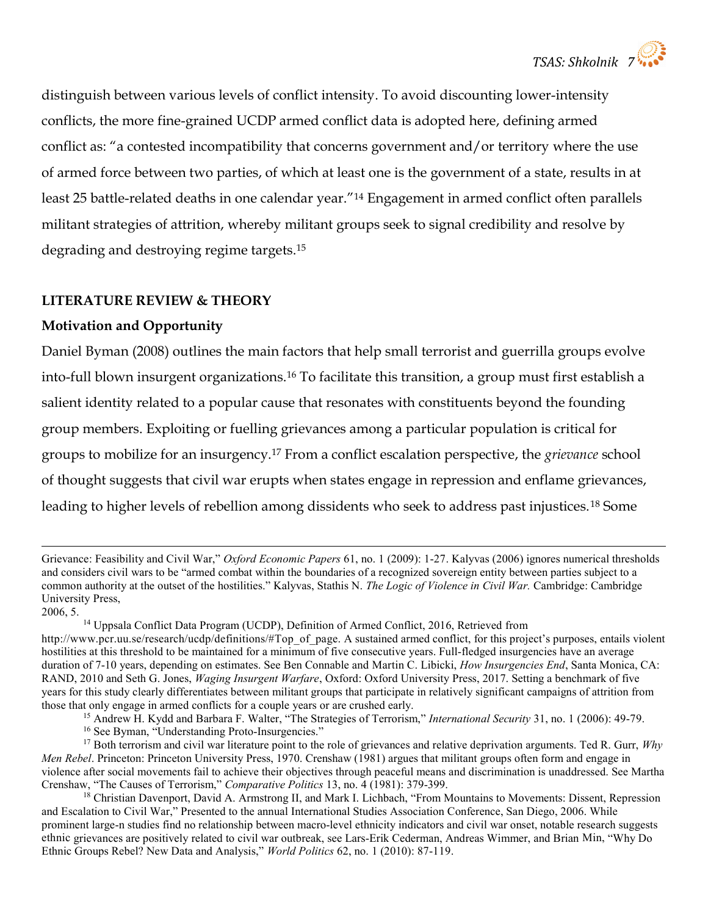distinguish between various levels of conflict intensity. To avoid discounting lower-intensity conflicts, the more fine-grained UCDP armed conflict data is adopted here, defining armed conflict as: "a contested incompatibility that concerns government and/or territory where the use of armed force between two parties, of which at least one is the government of a state, results in at least 25 battle-related deaths in one calendar year."[14] Engagement in armed conflict often parallels militant strategies of attrition, whereby militant groups seek to signal credibility and resolve by degrading and destroying regime targets.[15]

## LITERATURE REVIEW & THEORY

### Motivation and Opportunity

Daniel Byman (2008) outlines the main factors that help small terrorist and guerrilla groups evolve into-full blown insurgent organizations.[16] To facilitate this transition, a group must first establish a salient identity related to a popular cause that resonates with constituents beyond the founding group members. Exploiting or fuelling grievances among a particular population is critical for groups to mobilize for an insurgency.[17] From a conflict escalation perspective, the *grievance* school of thought suggests that civil war erupts when states engage in repression and enflame grievances, leading to higher levels of rebellion among dissidents who seek to address past injustices.[18] Some

---

Grievance: Feasibility and Civil War," *Oxford Economic Papers* 61, no. 1 (2009): 1-27. Kalyvas (2006) ignores numerical thresholds and considers civil wars to be "armed combat within the boundaries of a recognized sovereign entity between parties subject to a common authority at the outset of the hostilities." Kalyvas, Stathis N. *The Logic of Violence in Civil War.* Cambridge: Cambridge University Press, 2006, 5.

[14] Uppsala Conflict Data Program (UCDP), Definition of Armed Conflict, 2016, Retrieved from http://www.pcr.uu.se/research/ucdp/definitions/#Top_of_page. A sustained armed conflict, for this project's purposes, entails violent hostilities at this threshold to be maintained for a minimum of five consecutive years. Full-fledged insurgencies have an average duration of 7-10 years, depending on estimates. See Ben Connable and Martin C. Libicki, *How Insurgencies End*, Santa Monica, CA: RAND, 2010 and Seth G. Jones, *Waging Insurgent Warfare*, Oxford: Oxford University Press, 2017. Setting a benchmark of five years for this study clearly differentiates between militant groups that participate in relatively significant campaigns of attrition from those that only engage in armed conflicts for a couple years or are crushed early.

[15] Andrew H. Kydd and Barbara F. Walter, "The Strategies of Terrorism," *International Security* 31, no. 1 (2006): 49-79.

[16] See Byman, "Understanding Proto-Insurgencies."

[17] Both terrorism and civil war literature point to the role of grievances and relative deprivation arguments. Ted R. Gurr, *Why Men Rebel*. Princeton: Princeton University Press, 1970. Crenshaw (1981) argues that militant groups often form and engage in violence after social movements fail to achieve their objectives through peaceful means and discrimination is unaddressed. See Martha Crenshaw, "The Causes of Terrorism," *Comparative Politics* 13, no. 4 (1981): 379-399.

[18] Christian Davenport, David A. Armstrong II, and Mark I. Lichbach, "From Mountains to Movements: Dissent, Repression and Escalation to Civil War," Presented to the annual International Studies Association Conference, San Diego, 2006. While prominent large-n studies find no relationship between macro-level ethnicity indicators and civil war onset, notable research suggests ethnic grievances are positively related to civil war outbreak, see Lars-Erik Cederman, Andreas Wimmer, and Brian Min, "Why Do Ethnic Groups Rebel? New Data and Analysis," *World Politics* 62, no. 1 (2010): 87-119.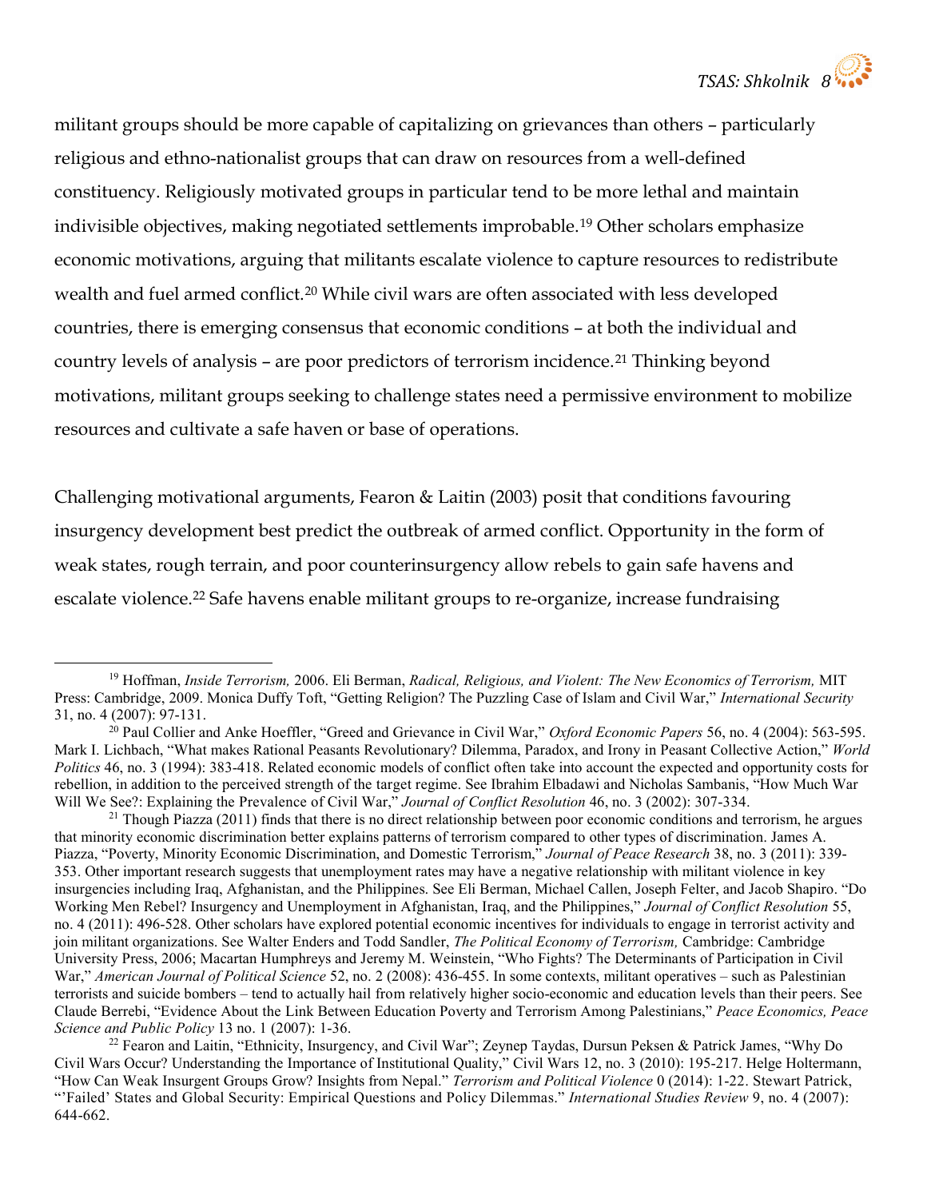militant groups should be more capable of capitalizing on grievances than others – particularly religious and ethno-nationalist groups that can draw on resources from a well-defined constituency. Religiously motivated groups in particular tend to be more lethal and maintain indivisible objectives, making negotiated settlements improbable.[19] Other scholars emphasize economic motivations, arguing that militants escalate violence to capture resources to redistribute wealth and fuel armed conflict.[20] While civil wars are often associated with less developed countries, there is emerging consensus that economic conditions – at both the individual and country levels of analysis – are poor predictors of terrorism incidence.[21] Thinking beyond motivations, militant groups seeking to challenge states need a permissive environment to mobilize resources and cultivate a safe haven or base of operations.

Challenging motivational arguments, Fearon & Laitin (2003) posit that conditions favouring insurgency development best predict the outbreak of armed conflict. Opportunity in the form of weak states, rough terrain, and poor counterinsurgency allow rebels to gain safe havens and escalate violence.[22] Safe havens enable militant groups to re-organize, increase fundraising

---

[19] Hoffman, *Inside Terrorism,* 2006. Eli Berman, *Radical, Religious, and Violent: The New Economics of Terrorism,* MIT Press: Cambridge, 2009. Monica Duffy Toft, "Getting Religion? The Puzzling Case of Islam and Civil War," *International Security* 31, no. 4 (2007): 97-131.

[20] Paul Collier and Anke Hoeffler, "Greed and Grievance in Civil War," *Oxford Economic Papers* 56, no. 4 (2004): 563-595. Mark I. Lichbach, "What makes Rational Peasants Revolutionary? Dilemma, Paradox, and Irony in Peasant Collective Action," *World Politics* 46, no. 3 (1994): 383-418. Related economic models of conflict often take into account the expected and opportunity costs for rebellion, in addition to the perceived strength of the target regime. See Ibrahim Elbadawi and Nicholas Sambanis, "How Much War Will We See?: Explaining the Prevalence of Civil War," *Journal of Conflict Resolution* 46, no. 3 (2002): 307-334.

[21] Though Piazza (2011) finds that there is no direct relationship between poor economic conditions and terrorism, he argues that minority economic discrimination better explains patterns of terrorism compared to other types of discrimination. James A. Piazza, "Poverty, Minority Economic Discrimination, and Domestic Terrorism," *Journal of Peace Research* 38, no. 3 (2011): 339-353. Other important research suggests that unemployment rates may have a negative relationship with militant violence in key insurgencies including Iraq, Afghanistan, and the Philippines. See Eli Berman, Michael Callen, Joseph Felter, and Jacob Shapiro. "Do Working Men Rebel? Insurgency and Unemployment in Afghanistan, Iraq, and the Philippines," *Journal of Conflict Resolution* 55, no. 4 (2011): 496-528. Other scholars have explored potential economic incentives for individuals to engage in terrorist activity and join militant organizations. See Walter Enders and Todd Sandler, *The Political Economy of Terrorism,* Cambridge: Cambridge University Press, 2006; Macartan Humphreys and Jeremy M. Weinstein, "Who Fights? The Determinants of Participation in Civil War," *American Journal of Political Science* 52, no. 2 (2008): 436-455. In some contexts, militant operatives – such as Palestinian terrorists and suicide bombers – tend to actually hail from relatively higher socio-economic and education levels than their peers. See Claude Berrebi, "Evidence About the Link Between Education Poverty and Terrorism Among Palestinians," *Peace Economics, Peace Science and Public Policy* 13 no. 1 (2007): 1-36.

[22] Fearon and Laitin, "Ethnicity, Insurgency, and Civil War"; Zeynep Taydas, Dursun Peksen & Patrick James, "Why Do Civil Wars Occur? Understanding the Importance of Institutional Quality," Civil Wars 12, no. 3 (2010): 195-217. Helge Holtermann, "How Can Weak Insurgent Groups Grow? Insights from Nepal." *Terrorism and Political Violence* 0 (2014): 1-22. Stewart Patrick, "'Failed' States and Global Security: Empirical Questions and Policy Dilemmas." *International Studies Review* 9, no. 4 (2007): 644-662.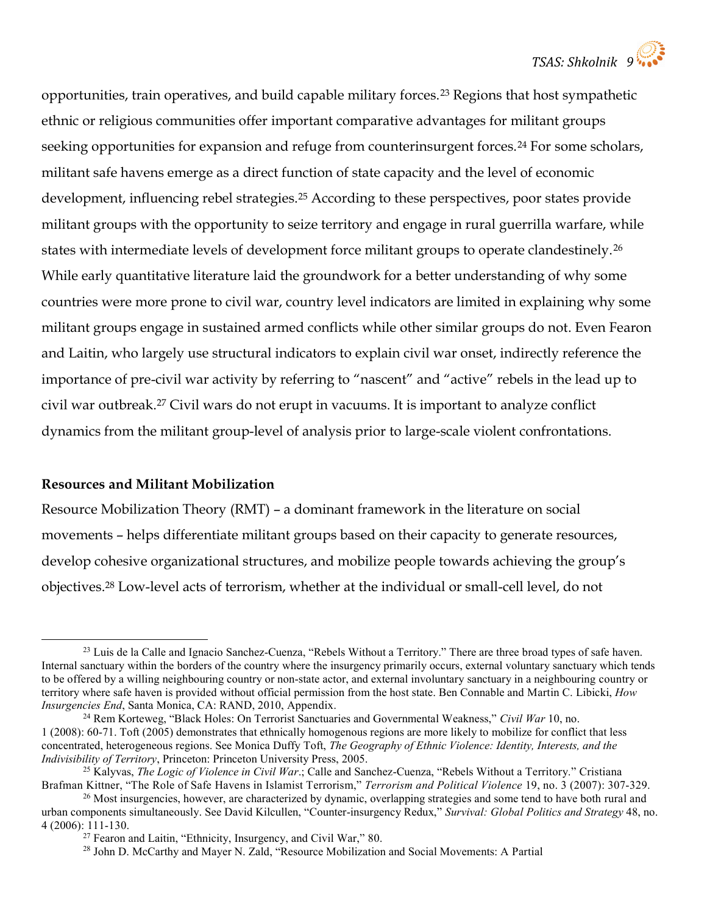opportunities, train operatives, and build capable military forces.[23] Regions that host sympathetic ethnic or religious communities offer important comparative advantages for militant groups seeking opportunities for expansion and refuge from counterinsurgent forces.[24] For some scholars, militant safe havens emerge as a direct function of state capacity and the level of economic development, influencing rebel strategies.[25] According to these perspectives, poor states provide militant groups with the opportunity to seize territory and engage in rural guerrilla warfare, while states with intermediate levels of development force militant groups to operate clandestinely.[26] While early quantitative literature laid the groundwork for a better understanding of why some countries were more prone to civil war, country level indicators are limited in explaining why some militant groups engage in sustained armed conflicts while other similar groups do not. Even Fearon and Laitin, who largely use structural indicators to explain civil war onset, indirectly reference the importance of pre-civil war activity by referring to "nascent" and "active" rebels in the lead up to civil war outbreak.[27] Civil wars do not erupt in vacuums. It is important to analyze conflict dynamics from the militant group-level of analysis prior to large-scale violent confrontations.

**Resources and Militant Mobilization**

Resource Mobilization Theory (RMT) – a dominant framework in the literature on social movements – helps differentiate militant groups based on their capacity to generate resources, develop cohesive organizational structures, and mobilize people towards achieving the group's objectives.[28] Low-level acts of terrorism, whether at the individual or small-cell level, do not

---

[23] Luis de la Calle and Ignacio Sanchez-Cuenza, "Rebels Without a Territory." There are three broad types of safe haven. Internal sanctuary within the borders of the country where the insurgency primarily occurs, external voluntary sanctuary which tends to be offered by a willing neighbouring country or non-state actor, and external involuntary sanctuary in a neighbouring country or territory where safe haven is provided without official permission from the host state. Ben Connable and Martin C. Libicki, *How Insurgencies End*, Santa Monica, CA: RAND, 2010, Appendix.

[24] Rem Korteweg, "Black Holes: On Terrorist Sanctuaries and Governmental Weakness," *Civil War* 10, no. 1 (2008): 60-71. Toft (2005) demonstrates that ethnically homogenous regions are more likely to mobilize for conflict that less concentrated, heterogeneous regions. See Monica Duffy Toft, *The Geography of Ethnic Violence: Identity, Interests, and the Indivisibility of Territory*, Princeton: Princeton University Press, 2005.

[25] Kalyvas, *The Logic of Violence in Civil War*.; Calle and Sanchez-Cuenza, "Rebels Without a Territory." Cristiana Brafman Kittner, "The Role of Safe Havens in Islamist Terrorism," *Terrorism and Political Violence* 19, no. 3 (2007): 307-329.

[26] Most insurgencies, however, are characterized by dynamic, overlapping strategies and some tend to have both rural and urban components simultaneously. See David Kilcullen, "Counter-insurgency Redux," *Survival: Global Politics and Strategy* 48, no. 4 (2006): 111-130.

[27] Fearon and Laitin, "Ethnicity, Insurgency, and Civil War," 80.

[28] John D. McCarthy and Mayer N. Zald, "Resource Mobilization and Social Movements: A Partial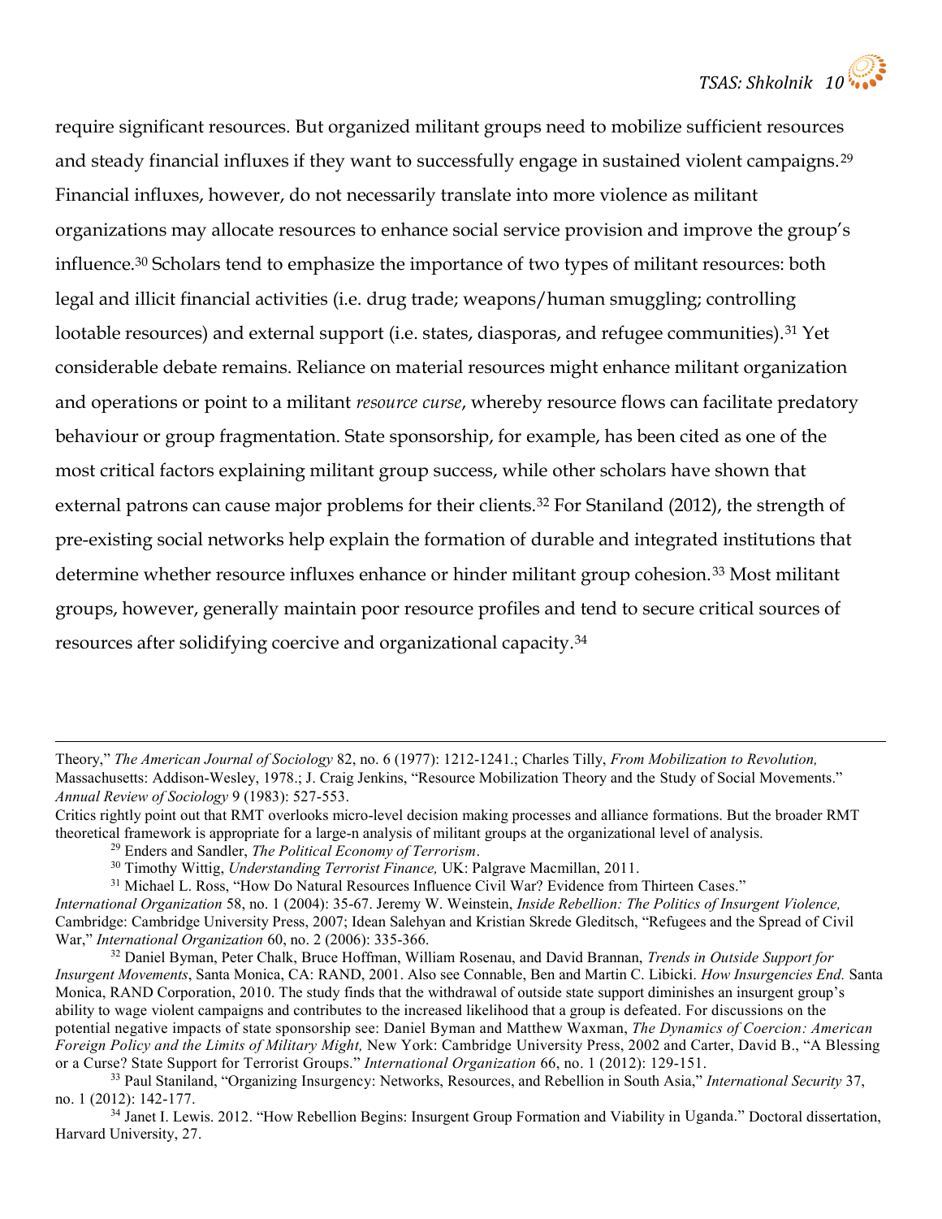require significant resources. But organized militant groups need to mobilize sufficient resources and steady financial influxes if they want to successfully engage in sustained violent campaigns.[29] Financial influxes, however, do not necessarily translate into more violence as militant organizations may allocate resources to enhance social service provision and improve the group's influence.[30] Scholars tend to emphasize the importance of two types of militant resources: both legal and illicit financial activities (i.e. drug trade; weapons/human smuggling; controlling lootable resources) and external support (i.e. states, diasporas, and refugee communities).[31] Yet considerable debate remains. Reliance on material resources might enhance militant organization and operations or point to a militant *resource curse*, whereby resource flows can facilitate predatory behaviour or group fragmentation. State sponsorship, for example, has been cited as one of the most critical factors explaining militant group success, while other scholars have shown that external patrons can cause major problems for their clients.[32] For Staniland (2012), the strength of pre-existing social networks help explain the formation of durable and integrated institutions that determine whether resource influxes enhance or hinder militant group cohesion.[33] Most militant groups, however, generally maintain poor resource profiles and tend to secure critical sources of resources after solidifying coercive and organizational capacity.[34]

---

Theory," *The American Journal of Sociology* 82, no. 6 (1977): 1212-1241.; Charles Tilly, *From Mobilization to Revolution,* Massachusetts: Addison-Wesley, 1978.; J. Craig Jenkins, "Resource Mobilization Theory and the Study of Social Movements." *Annual Review of Sociology* 9 (1983): 527-553.

Critics rightly point out that RMT overlooks micro-level decision making processes and alliance formations. But the broader RMT theoretical framework is appropriate for a large-n analysis of militant groups at the organizational level of analysis.

[29] Enders and Sandler, *The Political Economy of Terrorism*.

[30] Timothy Wittig, *Understanding Terrorist Finance,* UK: Palgrave Macmillan, 2011.

[31] Michael L. Ross, "How Do Natural Resources Influence Civil War? Evidence from Thirteen Cases." *International Organization* 58, no. 1 (2004): 35-67. Jeremy W. Weinstein, *Inside Rebellion: The Politics of Insurgent Violence,* Cambridge: Cambridge University Press, 2007; Idean Salehyan and Kristian Skrede Gleditsch, "Refugees and the Spread of Civil War," *International Organization* 60, no. 2 (2006): 335-366.

[32] Daniel Byman, Peter Chalk, Bruce Hoffman, William Rosenau, and David Brannan, *Trends in Outside Support for Insurgent Movements*, Santa Monica, CA: RAND, 2001. Also see Connable, Ben and Martin C. Libicki. *How Insurgencies End.* Santa Monica, RAND Corporation, 2010. The study finds that the withdrawal of outside state support diminishes an insurgent group's ability to wage violent campaigns and contributes to the increased likelihood that a group is defeated. For discussions on the potential negative impacts of state sponsorship see: Daniel Byman and Matthew Waxman, *The Dynamics of Coercion: American Foreign Policy and the Limits of Military Might,* New York: Cambridge University Press, 2002 and Carter, David B., "A Blessing or a Curse? State Support for Terrorist Groups." *International Organization* 66, no. 1 (2012): 129-151.

[33] Paul Staniland, "Organizing Insurgency: Networks, Resources, and Rebellion in South Asia," *International Security* 37, no. 1 (2012): 142-177.

[34] Janet I. Lewis. 2012. "How Rebellion Begins: Insurgent Group Formation and Viability in Uganda." Doctoral dissertation, Harvard University, 27.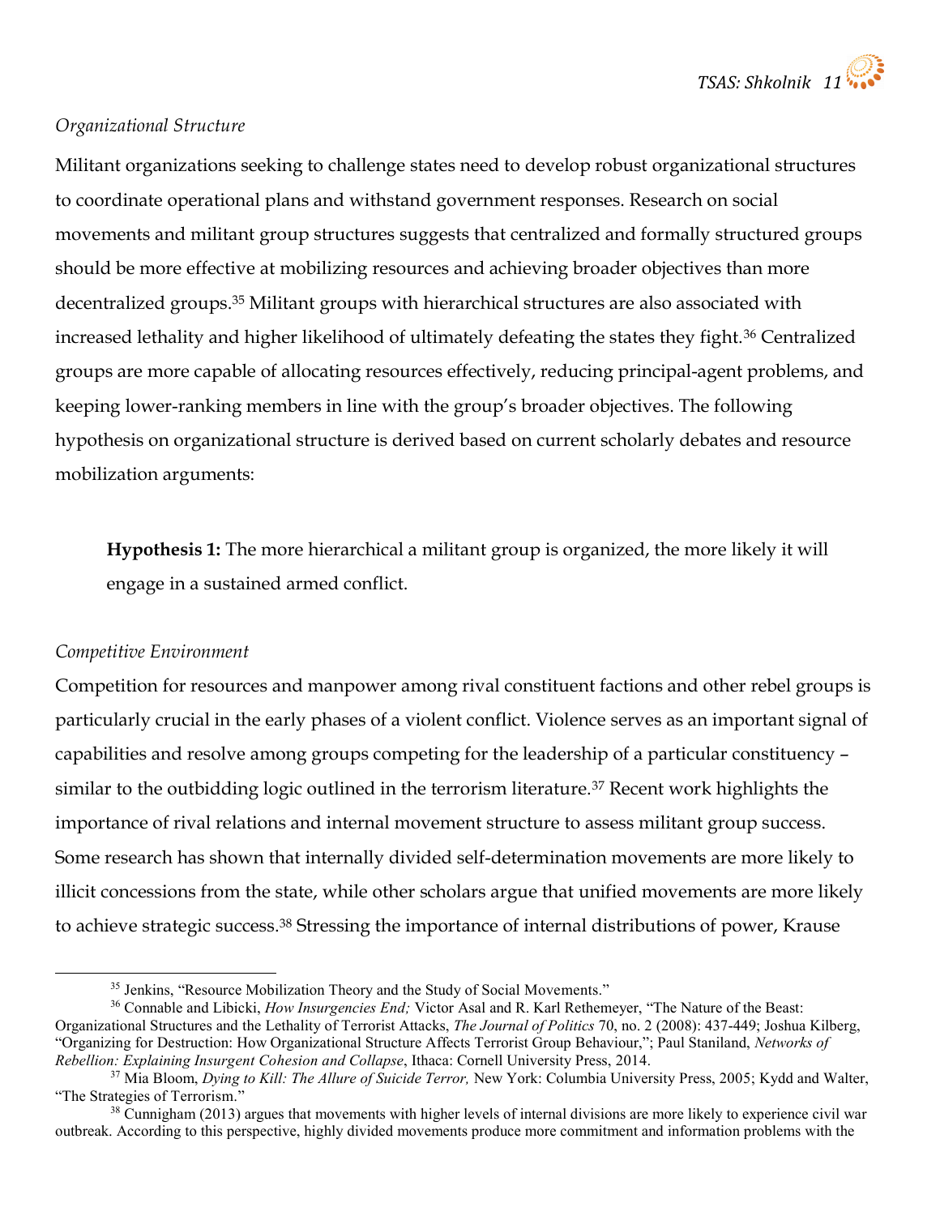*Organizational Structure*

Militant organizations seeking to challenge states need to develop robust organizational structures to coordinate operational plans and withstand government responses. Research on social movements and militant group structures suggests that centralized and formally structured groups should be more effective at mobilizing resources and achieving broader objectives than more decentralized groups.[35] Militant groups with hierarchical structures are also associated with increased lethality and higher likelihood of ultimately defeating the states they fight.[36] Centralized groups are more capable of allocating resources effectively, reducing principal-agent problems, and keeping lower-ranking members in line with the group's broader objectives. The following hypothesis on organizational structure is derived based on current scholarly debates and resource mobilization arguments:

> **Hypothesis 1:** The more hierarchical a militant group is organized, the more likely it will engage in a sustained armed conflict.

*Competitive Environment*

Competition for resources and manpower among rival constituent factions and other rebel groups is particularly crucial in the early phases of a violent conflict. Violence serves as an important signal of capabilities and resolve among groups competing for the leadership of a particular constituency – similar to the outbidding logic outlined in the terrorism literature.[37] Recent work highlights the importance of rival relations and internal movement structure to assess militant group success. Some research has shown that internally divided self-determination movements are more likely to illicit concessions from the state, while other scholars argue that unified movements are more likely to achieve strategic success.[38] Stressing the importance of internal distributions of power, Krause

---

[35] Jenkins, "Resource Mobilization Theory and the Study of Social Movements."

[36] Connable and Libicki, *How Insurgencies End;* Victor Asal and R. Karl Rethemeyer, "The Nature of the Beast: Organizational Structures and the Lethality of Terrorist Attacks, *The Journal of Politics* 70, no. 2 (2008): 437-449; Joshua Kilberg, "Organizing for Destruction: How Organizational Structure Affects Terrorist Group Behaviour,"; Paul Staniland, *Networks of Rebellion: Explaining Insurgent Cohesion and Collapse*, Ithaca: Cornell University Press, 2014.

[37] Mia Bloom, *Dying to Kill: The Allure of Suicide Terror,* New York: Columbia University Press, 2005; Kydd and Walter, "The Strategies of Terrorism."

[38] Cunnigham (2013) argues that movements with higher levels of internal divisions are more likely to experience civil war outbreak. According to this perspective, highly divided movements produce more commitment and information problems with the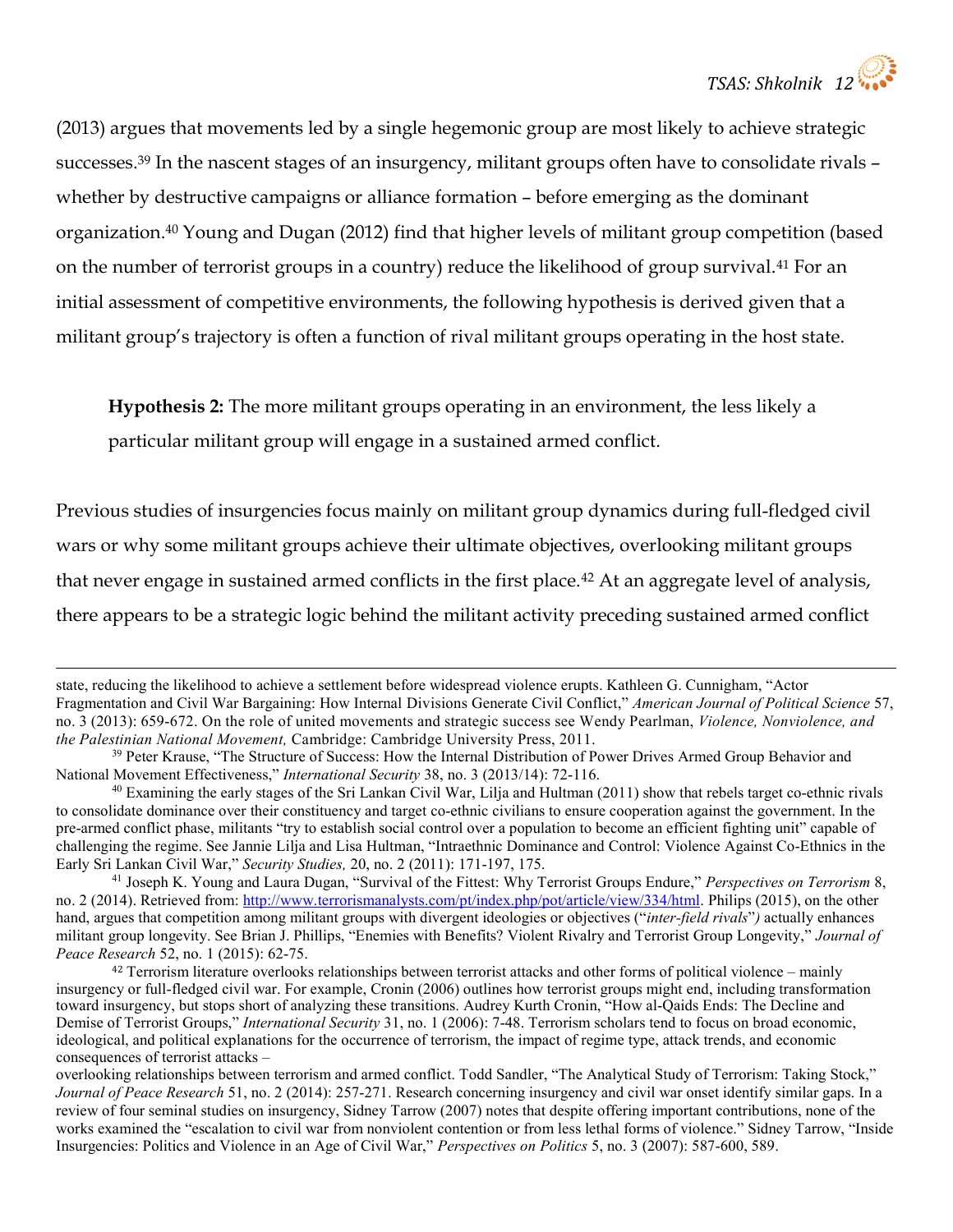(2013) argues that movements led by a single hegemonic group are most likely to achieve strategic successes.[39] In the nascent stages of an insurgency, militant groups often have to consolidate rivals – whether by destructive campaigns or alliance formation – before emerging as the dominant organization.[40] Young and Dugan (2012) find that higher levels of militant group competition (based on the number of terrorist groups in a country) reduce the likelihood of group survival.[41] For an initial assessment of competitive environments, the following hypothesis is derived given that a militant group's trajectory is often a function of rival militant groups operating in the host state.

> **Hypothesis 2:** The more militant groups operating in an environment, the less likely a particular militant group will engage in a sustained armed conflict.

Previous studies of insurgencies focus mainly on militant group dynamics during full-fledged civil wars or why some militant groups achieve their ultimate objectives, overlooking militant groups that never engage in sustained armed conflicts in the first place.[42] At an aggregate level of analysis, there appears to be a strategic logic behind the militant activity preceding sustained armed conflict

---

state, reducing the likelihood to achieve a settlement before widespread violence erupts. Kathleen G. Cunnigham, "Actor Fragmentation and Civil War Bargaining: How Internal Divisions Generate Civil Conflict," *American Journal of Political Science* 57, no. 3 (2013): 659-672. On the role of united movements and strategic success see Wendy Pearlman, *Violence, Nonviolence, and the Palestinian National Movement,* Cambridge: Cambridge University Press, 2011.

[39] Peter Krause, "The Structure of Success: How the Internal Distribution of Power Drives Armed Group Behavior and National Movement Effectiveness," *International Security* 38, no. 3 (2013/14): 72-116.

[40] Examining the early stages of the Sri Lankan Civil War, Lilja and Hultman (2011) show that rebels target co-ethnic rivals to consolidate dominance over their constituency and target co-ethnic civilians to ensure cooperation against the government. In the pre-armed conflict phase, militants "try to establish social control over a population to become an efficient fighting unit" capable of challenging the regime. See Jannie Lilja and Lisa Hultman, "Intraethnic Dominance and Control: Violence Against Co-Ethnics in the Early Sri Lankan Civil War," *Security Studies,* 20, no. 2 (2011): 171-197, 175.

[41] Joseph K. Young and Laura Dugan, "Survival of the Fittest: Why Terrorist Groups Endure," *Perspectives on Terrorism* 8, no. 2 (2014). Retrieved from: http://www.terrorismanalysts.com/pt/index.php/pot/article/view/334/html. Philips (2015), on the other hand, argues that competition among militant groups with divergent ideologies or objectives ("*inter-field rivals*") actually enhances militant group longevity. See Brian J. Phillips, "Enemies with Benefits? Violent Rivalry and Terrorist Group Longevity," *Journal of Peace Research* 52, no. 1 (2015): 62-75.

[42] Terrorism literature overlooks relationships between terrorist attacks and other forms of political violence – mainly insurgency or full-fledged civil war. For example, Cronin (2006) outlines how terrorist groups might end, including transformation toward insurgency, but stops short of analyzing these transitions. Audrey Kurth Cronin, "How al-Qaida Ends: The Decline and Demise of Terrorist Groups," *International Security* 31, no. 1 (2006): 7-48. Terrorism scholars tend to focus on broad economic, ideological, and political explanations for the occurrence of terrorism, the impact of regime type, attack trends, and economic consequences of terrorist attacks – overlooking relationships between terrorism and armed conflict. Todd Sandler, "The Analytical Study of Terrorism: Taking Stock," *Journal of Peace Research* 51, no. 2 (2014): 257-271. Research concerning insurgency and civil war onset identify similar gaps. In a review of four seminal studies on insurgency, Sidney Tarrow (2007) notes that despite offering important contributions, none of the works examined the "escalation to civil war from nonviolent contention or from less lethal forms of violence." Sidney Tarrow, "Inside Insurgencies: Politics and Violence in an Age of Civil War," *Perspectives on Politics* 5, no. 3 (2007): 587-600, 589.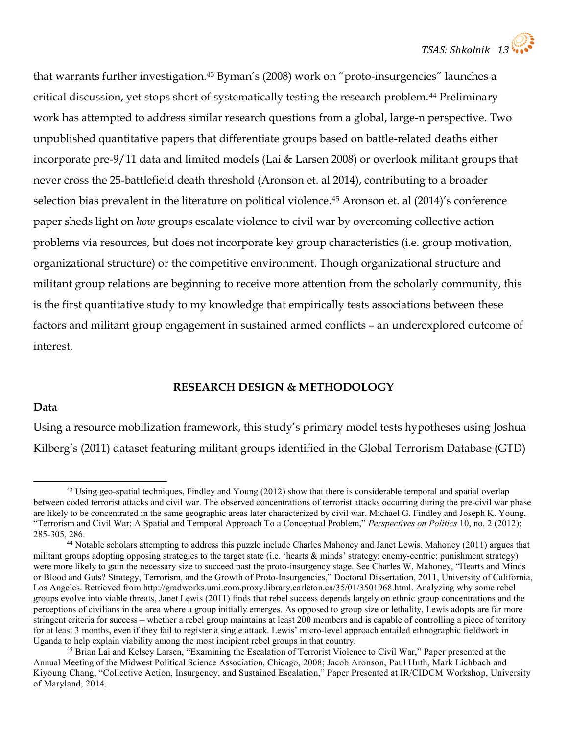that warrants further investigation.[43] Byman's (2008) work on "proto-insurgencies" launches a critical discussion, yet stops short of systematically testing the research problem.[44] Preliminary work has attempted to address similar research questions from a global, large-n perspective. Two unpublished quantitative papers that differentiate groups based on battle-related deaths either incorporate pre-9/11 data and limited models (Lai & Larsen 2008) or overlook militant groups that never cross the 25-battlefield death threshold (Aronson et. al 2014), contributing to a broader selection bias prevalent in the literature on political violence.[45] Aronson et. al (2014)'s conference paper sheds light on *how* groups escalate violence to civil war by overcoming collective action problems via resources, but does not incorporate key group characteristics (i.e. group motivation, organizational structure) or the competitive environment. Though organizational structure and militant group relations are beginning to receive more attention from the scholarly community, this is the first quantitative study to my knowledge that empirically tests associations between these factors and militant group engagement in sustained armed conflicts – an underexplored outcome of interest.

## RESEARCH DESIGN & METHODOLOGY

### Data

Using a resource mobilization framework, this study's primary model tests hypotheses using Joshua Kilberg's (2011) dataset featuring militant groups identified in the Global Terrorism Database (GTD)

---

[43] Using geo-spatial techniques, Findley and Young (2012) show that there is considerable temporal and spatial overlap between coded terrorist attacks and civil war. The observed concentrations of terrorist attacks occurring during the pre-civil war phase are likely to be concentrated in the same geographic areas later characterized by civil war. Michael G. Findley and Joseph K. Young, "Terrorism and Civil War: A Spatial and Temporal Approach To a Conceptual Problem," *Perspectives on Politics* 10, no. 2 (2012): 285-305, 286.

[44] Notable scholars attempting to address this puzzle include Charles Mahoney and Janet Lewis. Mahoney (2011) argues that militant groups adopting opposing strategies to the target state (i.e. 'hearts & minds' strategy; enemy-centric; punishment strategy) were more likely to gain the necessary size to succeed past the proto-insurgency stage. See Charles W. Mahoney, "Hearts and Minds or Blood and Guts? Strategy, Terrorism, and the Growth of Proto-Insurgencies," Doctoral Dissertation, 2011, University of California, Los Angeles. Retrieved from http://gradworks.umi.com.proxy.library.carleton.ca/35/01/3501968.html. Analyzing why some rebel groups evolve into viable threats, Janet Lewis (2011) finds that rebel success depends largely on ethnic group concentrations and the perceptions of civilians in the area where a group initially emerges. As opposed to group size or lethality, Lewis adopts are far more stringent criteria for success – whether a rebel group maintains at least 200 members and is capable of controlling a piece of territory for at least 3 months, even if they fail to register a single attack. Lewis' micro-level approach entailed ethnographic fieldwork in Uganda to help explain viability among the most incipient rebel groups in that country.

[45] Brian Lai and Kelsey Larsen, "Examining the Escalation of Terrorist Violence to Civil War," Paper presented at the Annual Meeting of the Midwest Political Science Association, Chicago, 2008; Jacob Aronson, Paul Huth, Mark Lichbach and Kiyoung Chang, "Collective Action, Insurgency, and Sustained Escalation," Paper Presented at IR/CIDCM Workshop, University of Maryland, 2014.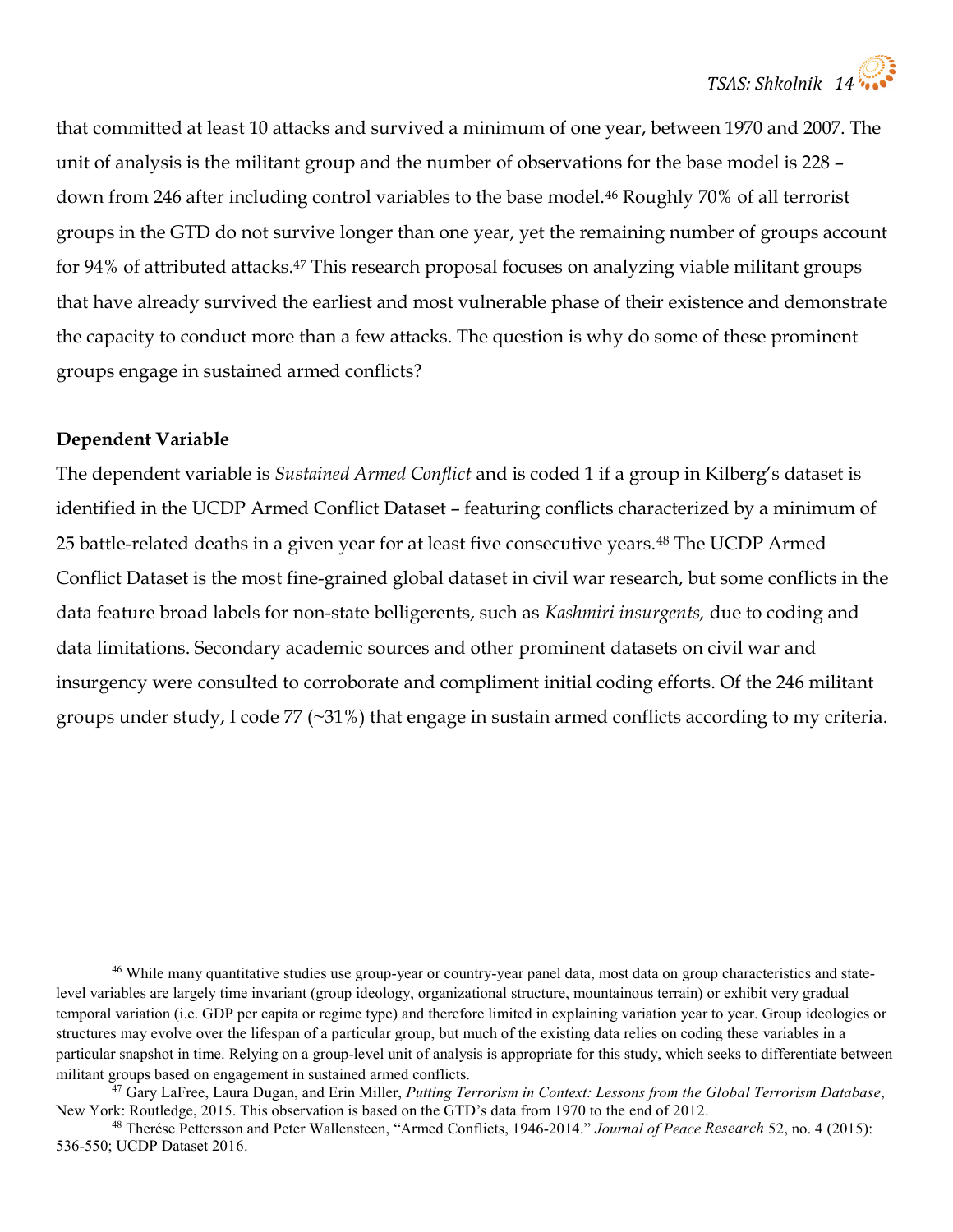that committed at least 10 attacks and survived a minimum of one year, between 1970 and 2007. The unit of analysis is the militant group and the number of observations for the base model is 228 – down from 246 after including control variables to the base model.[46] Roughly 70% of all terrorist groups in the GTD do not survive longer than one year, yet the remaining number of groups account for 94% of attributed attacks.[47] This research proposal focuses on analyzing viable militant groups that have already survived the earliest and most vulnerable phase of their existence and demonstrate the capacity to conduct more than a few attacks. The question is why do some of these prominent groups engage in sustained armed conflicts?

**Dependent Variable**

The dependent variable is *Sustained Armed Conflict* and is coded 1 if a group in Kilberg's dataset is identified in the UCDP Armed Conflict Dataset – featuring conflicts characterized by a minimum of 25 battle-related deaths in a given year for at least five consecutive years.[48] The UCDP Armed Conflict Dataset is the most fine-grained global dataset in civil war research, but some conflicts in the data feature broad labels for non-state belligerents, such as *Kashmiri insurgents,* due to coding and data limitations. Secondary academic sources and other prominent datasets on civil war and insurgency were consulted to corroborate and compliment initial coding efforts. Of the 246 militant groups under study, I code 77 (~31%) that engage in sustain armed conflicts according to my criteria.

---

[46] While many quantitative studies use group-year or country-year panel data, most data on group characteristics and state-level variables are largely time invariant (group ideology, organizational structure, mountainous terrain) or exhibit very gradual temporal variation (i.e. GDP per capita or regime type) and therefore limited in explaining variation year to year. Group ideologies or structures may evolve over the lifespan of a particular group, but much of the existing data relies on coding these variables in a particular snapshot in time. Relying on a group-level unit of analysis is appropriate for this study, which seeks to differentiate between militant groups based on engagement in sustained armed conflicts.

[47] Gary LaFree, Laura Dugan, and Erin Miller, *Putting Terrorism in Context: Lessons from the Global Terrorism Database*, New York: Routledge, 2015. This observation is based on the GTD's data from 1970 to the end of 2012.

[48] Therése Pettersson and Peter Wallensteen, "Armed Conflicts, 1946-2014." *Journal of Peace Research* 52, no. 4 (2015): 536-550; UCDP Dataset 2016.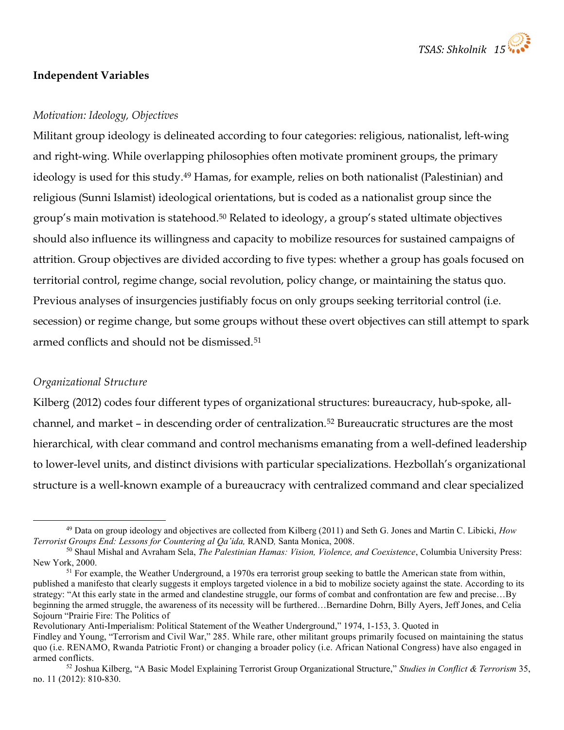## Independent Variables

### *Motivation: Ideology, Objectives*

Militant group ideology is delineated according to four categories: religious, nationalist, left-wing and right-wing. While overlapping philosophies often motivate prominent groups, the primary ideology is used for this study.[49] Hamas, for example, relies on both nationalist (Palestinian) and religious (Sunni Islamist) ideological orientations, but is coded as a nationalist group since the group's main motivation is statehood.[50] Related to ideology, a group's stated ultimate objectives should also influence its willingness and capacity to mobilize resources for sustained campaigns of attrition. Group objectives are divided according to five types: whether a group has goals focused on territorial control, regime change, social revolution, policy change, or maintaining the status quo. Previous analyses of insurgencies justifiably focus on only groups seeking territorial control (i.e. secession) or regime change, but some groups without these overt objectives can still attempt to spark armed conflicts and should not be dismissed.[51]

### *Organizational Structure*

Kilberg (2012) codes four different types of organizational structures: bureaucracy, hub-spoke, all-channel, and market – in descending order of centralization.[52] Bureaucratic structures are the most hierarchical, with clear command and control mechanisms emanating from a well-defined leadership to lower-level units, and distinct divisions with particular specializations. Hezbollah's organizational structure is a well-known example of a bureaucracy with centralized command and clear specialized

---

[49] Data on group ideology and objectives are collected from Kilberg (2011) and Seth G. Jones and Martin C. Libicki, *How Terrorist Groups End: Lessons for Countering al Qa'ida,* RAND, Santa Monica, 2008.

[50] Shaul Mishal and Avraham Sela, *The Palestinian Hamas: Vision, Violence, and Coexistence*, Columbia University Press: New York, 2000.

[51] For example, the Weather Underground, a 1970s era terrorist group seeking to battle the American state from within, published a manifesto that clearly suggests it employs targeted violence in a bid to mobilize society against the state. According to its strategy: "At this early state in the armed and clandestine struggle, our forms of combat and confrontation are few and precise…By beginning the armed struggle, the awareness of its necessity will be furthered…Bernardine Dohrn, Billy Ayers, Jeff Jones, and Celia Sojourn "Prairie Fire: The Politics of Revolutionary Anti-Imperialism: Political Statement of the Weather Underground," 1974, 1-153, 3. Quoted in Findley and Young, "Terrorism and Civil War," 285. While rare, other militant groups primarily focused on maintaining the status quo (i.e. RENAMO, Rwanda Patriotic Front) or changing a broader policy (i.e. African National Congress) have also engaged in armed conflicts.

[52] Joshua Kilberg, "A Basic Model Explaining Terrorist Group Organizational Structure," *Studies in Conflict & Terrorism* 35, no. 11 (2012): 810-830.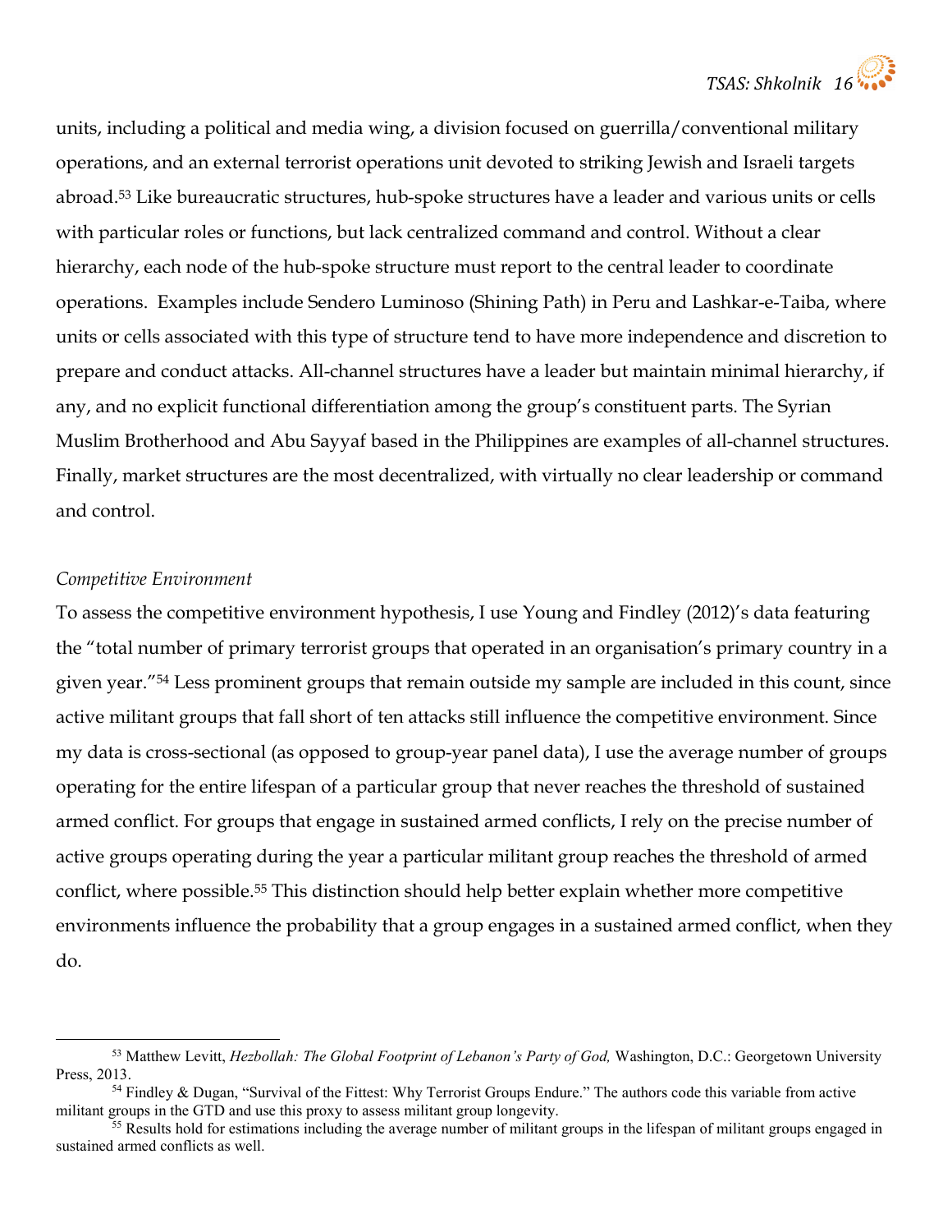units, including a political and media wing, a division focused on guerrilla/conventional military operations, and an external terrorist operations unit devoted to striking Jewish and Israeli targets abroad.[53] Like bureaucratic structures, hub-spoke structures have a leader and various units or cells with particular roles or functions, but lack centralized command and control. Without a clear hierarchy, each node of the hub-spoke structure must report to the central leader to coordinate operations. Examples include Sendero Luminoso (Shining Path) in Peru and Lashkar-e-Taiba, where units or cells associated with this type of structure tend to have more independence and discretion to prepare and conduct attacks. All-channel structures have a leader but maintain minimal hierarchy, if any, and no explicit functional differentiation among the group's constituent parts. The Syrian Muslim Brotherhood and Abu Sayyaf based in the Philippines are examples of all-channel structures. Finally, market structures are the most decentralized, with virtually no clear leadership or command and control.

*Competitive Environment*

To assess the competitive environment hypothesis, I use Young and Findley (2012)'s data featuring the "total number of primary terrorist groups that operated in an organisation's primary country in a given year."[54] Less prominent groups that remain outside my sample are included in this count, since active militant groups that fall short of ten attacks still influence the competitive environment. Since my data is cross-sectional (as opposed to group-year panel data), I use the average number of groups operating for the entire lifespan of a particular group that never reaches the threshold of sustained armed conflict. For groups that engage in sustained armed conflicts, I rely on the precise number of active groups operating during the year a particular militant group reaches the threshold of armed conflict, where possible.[55] This distinction should help better explain whether more competitive environments influence the probability that a group engages in a sustained armed conflict, when they do.

---

[53] Matthew Levitt, *Hezbollah: The Global Footprint of Lebanon's Party of God,* Washington, D.C.: Georgetown University Press, 2013.

[54] Findley & Dugan, "Survival of the Fittest: Why Terrorist Groups Endure." The authors code this variable from active militant groups in the GTD and use this proxy to assess militant group longevity.

[55] Results hold for estimations including the average number of militant groups in the lifespan of militant groups engaged in sustained armed conflicts as well.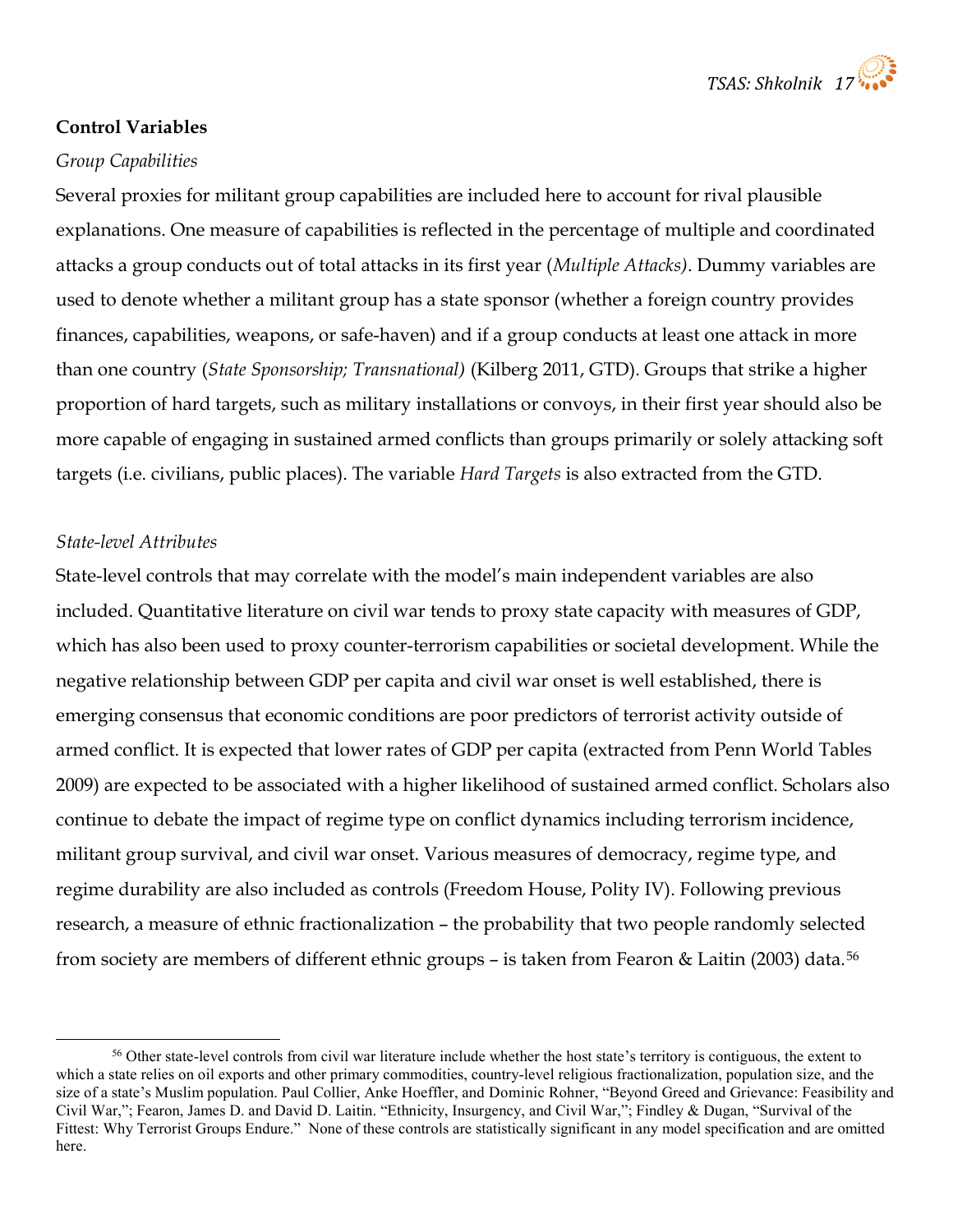**Control Variables**

*Group Capabilities*

Several proxies for militant group capabilities are included here to account for rival plausible explanations. One measure of capabilities is reflected in the percentage of multiple and coordinated attacks a group conducts out of total attacks in its first year (*Multiple Attacks)*. Dummy variables are used to denote whether a militant group has a state sponsor (whether a foreign country provides finances, capabilities, weapons, or safe-haven) and if a group conducts at least one attack in more than one country (*State Sponsorship; Transnational)* (Kilberg 2011, GTD). Groups that strike a higher proportion of hard targets, such as military installations or convoys, in their first year should also be more capable of engaging in sustained armed conflicts than groups primarily or solely attacking soft targets (i.e. civilians, public places). The variable *Hard Targets* is also extracted from the GTD.

*State-level Attributes*

State-level controls that may correlate with the model's main independent variables are also included. Quantitative literature on civil war tends to proxy state capacity with measures of GDP, which has also been used to proxy counter-terrorism capabilities or societal development. While the negative relationship between GDP per capita and civil war onset is well established, there is emerging consensus that economic conditions are poor predictors of terrorist activity outside of armed conflict. It is expected that lower rates of GDP per capita (extracted from Penn World Tables 2009) are expected to be associated with a higher likelihood of sustained armed conflict. Scholars also continue to debate the impact of regime type on conflict dynamics including terrorism incidence, militant group survival, and civil war onset. Various measures of democracy, regime type, and regime durability are also included as controls (Freedom House, Polity IV). Following previous research, a measure of ethnic fractionalization – the probability that two people randomly selected from society are members of different ethnic groups – is taken from Fearon & Laitin (2003) data.[56]

---

[56] Other state-level controls from civil war literature include whether the host state's territory is contiguous, the extent to which a state relies on oil exports and other primary commodities, country-level religious fractionalization, population size, and the size of a state's Muslim population. Paul Collier, Anke Hoeffler, and Dominic Rohner, "Beyond Greed and Grievance: Feasibility and Civil War,"; Fearon, James D. and David D. Laitin. "Ethnicity, Insurgency, and Civil War,"; Findley & Dugan, "Survival of the Fittest: Why Terrorist Groups Endure." None of these controls are statistically significant in any model specification and are omitted here.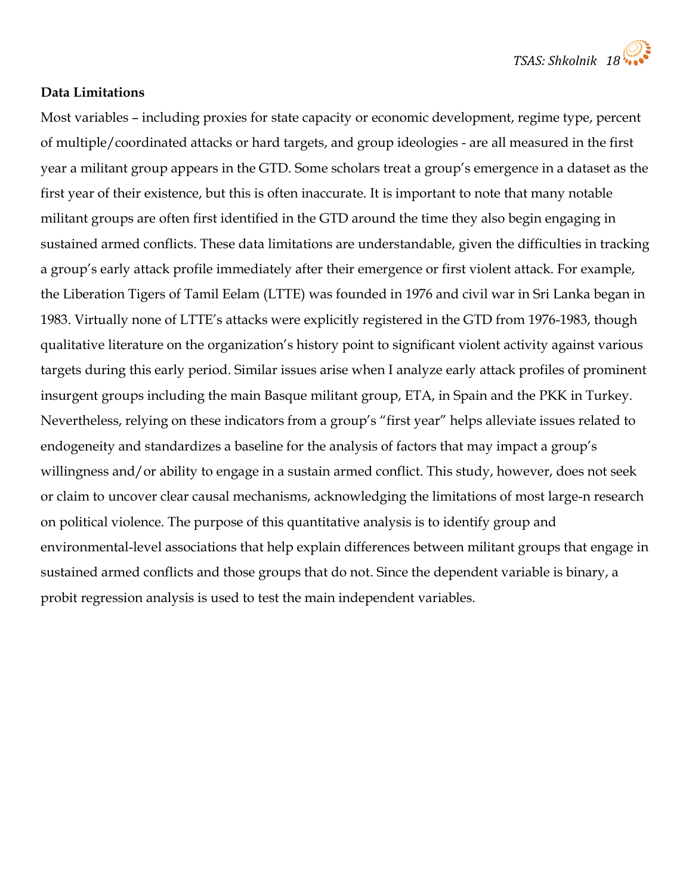**Data Limitations**

Most variables – including proxies for state capacity or economic development, regime type, percent of multiple/coordinated attacks or hard targets, and group ideologies - are all measured in the first year a militant group appears in the GTD. Some scholars treat a group's emergence in a dataset as the first year of their existence, but this is often inaccurate. It is important to note that many notable militant groups are often first identified in the GTD around the time they also begin engaging in sustained armed conflicts. These data limitations are understandable, given the difficulties in tracking a group's early attack profile immediately after their emergence or first violent attack. For example, the Liberation Tigers of Tamil Eelam (LTTE) was founded in 1976 and civil war in Sri Lanka began in 1983. Virtually none of LTTE's attacks were explicitly registered in the GTD from 1976-1983, though qualitative literature on the organization's history point to significant violent activity against various targets during this early period. Similar issues arise when I analyze early attack profiles of prominent insurgent groups including the main Basque militant group, ETA, in Spain and the PKK in Turkey. Nevertheless, relying on these indicators from a group's "first year" helps alleviate issues related to endogeneity and standardizes a baseline for the analysis of factors that may impact a group's willingness and/or ability to engage in a sustain armed conflict. This study, however, does not seek or claim to uncover clear causal mechanisms, acknowledging the limitations of most large-n research on political violence. The purpose of this quantitative analysis is to identify group and environmental-level associations that help explain differences between militant groups that engage in sustained armed conflicts and those groups that do not. Since the dependent variable is binary, a probit regression analysis is used to test the main independent variables.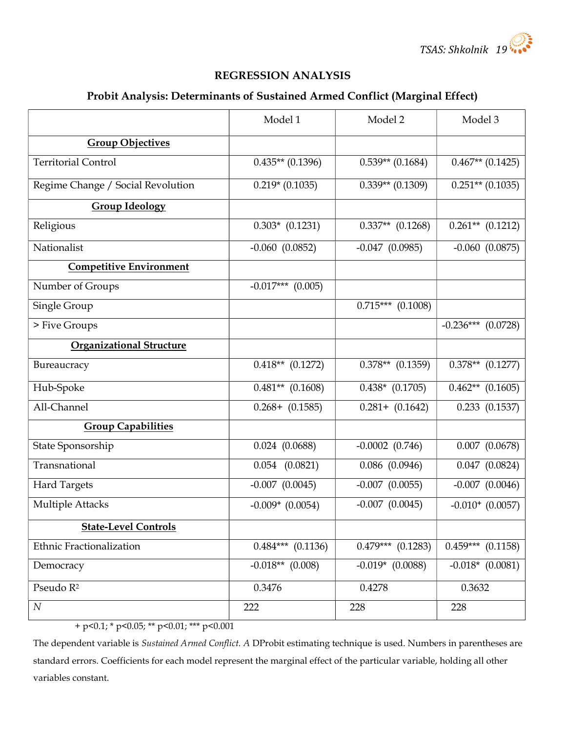## REGRESSION ANALYSIS

### Probit Analysis: Determinants of Sustained Armed Conflict (Marginal Effect)

| | Model 1 | Model 2 | Model 3 |
|---|---|---|---|
| **Group Objectives** | | | |
| Territorial Control | 0.435** (0.1396) | 0.539** (0.1684) | 0.467** (0.1425) |
| Regime Change / Social Revolution | 0.219* (0.1035) | 0.339** (0.1309) | 0.251** (0.1035) |
| **Group Ideology** | | | |
| Religious | 0.303* (0.1231) | 0.337** (0.1268) | 0.261** (0.1212) |
| Nationalist | -0.060 (0.0852) | -0.047 (0.0985) | -0.060 (0.0875) |
| **Competitive Environment** | | | |
| Number of Groups | -0.017*** (0.005) | | |
| Single Group | | 0.715*** (0.1008) | |
| > Five Groups | | | -0.236*** (0.0728) |
| **Organizational Structure** | | | |
| Bureaucracy | 0.418** (0.1272) | 0.378** (0.1359) | 0.378** (0.1277) |
| Hub-Spoke | 0.481** (0.1608) | 0.438* (0.1705) | 0.462** (0.1605) |
| All-Channel | 0.268+ (0.1585) | 0.281+ (0.1642) | 0.233 (0.1537) |
| **Group Capabilities** | | | |
| State Sponsorship | 0.024 (0.0688) | -0.0002 (0.746) | 0.007 (0.0678) |
| Transnational | 0.054 (0.0821) | 0.086 (0.0946) | 0.047 (0.0824) |
| Hard Targets | -0.007 (0.0045) | -0.007 (0.0055) | -0.007 (0.0046) |
| Multiple Attacks | -0.009+ (0.0054) | -0.007 (0.0045) | -0.010+ (0.0057) |
| **State-Level Controls** | | | |
| Ethnic Fractionalization | 0.484*** (0.1136) | 0.479*** (0.1283) | 0.459*** (0.1158) |
| Democracy | -0.018** (0.008) | -0.019* (0.0088) | -0.018* (0.0081) |
| Pseudo $R^2$ | 0.3476 | 0.4278 | 0.3632 |
| *N* | 222 | 228 | 228 |

+ $p<0.1$; * $p<0.05$; ** $p<0.01$; *** $p<0.001$

The dependent variable is *Sustained Armed Conflict. A* DProbit estimating technique is used. Numbers in parentheses are standard errors. Coefficients for each model represent the marginal effect of the particular variable, holding all other variables constant.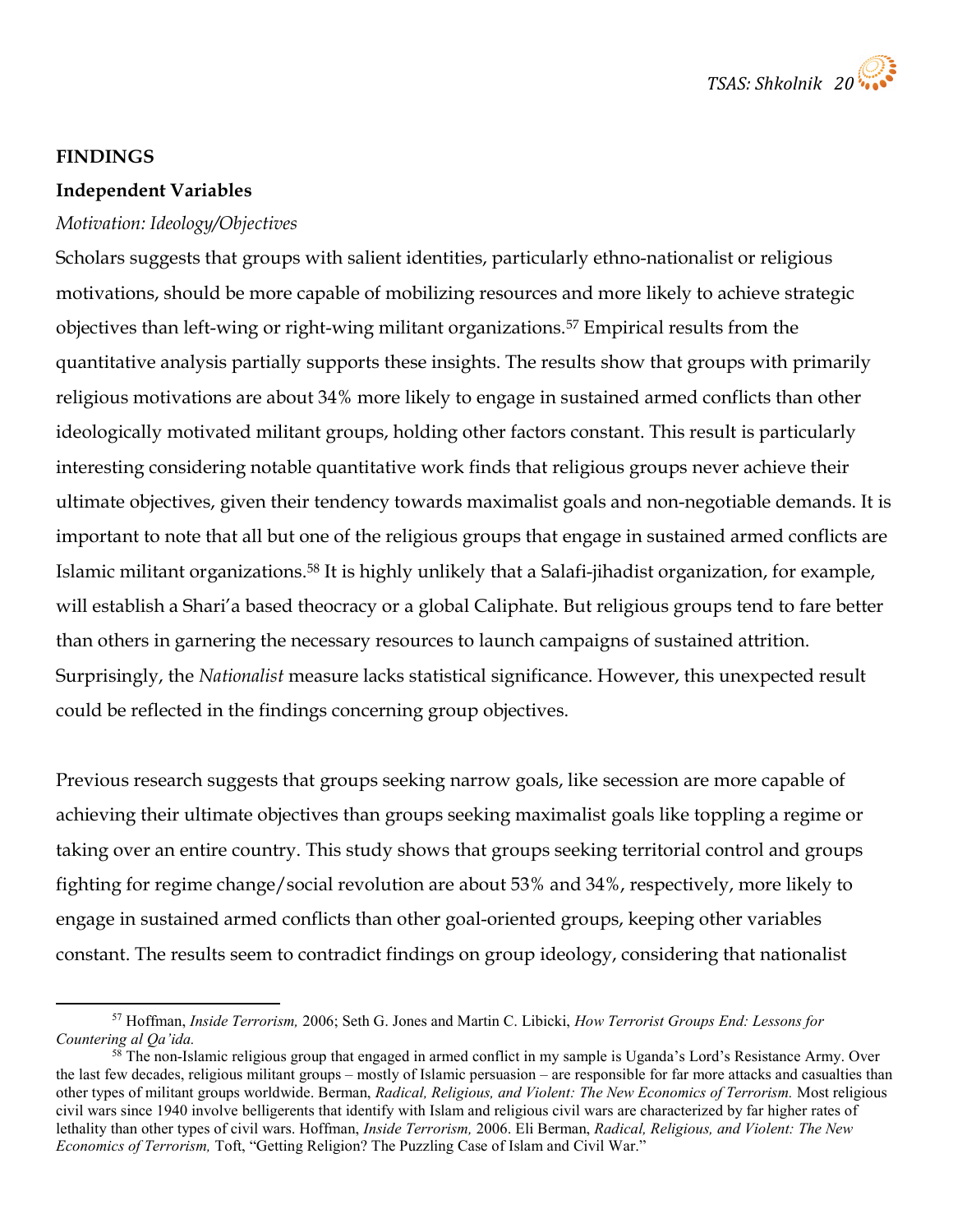## FINDINGS

### Independent Variables

*Motivation: Ideology/Objectives*

Scholars suggests that groups with salient identities, particularly ethno-nationalist or religious motivations, should be more capable of mobilizing resources and more likely to achieve strategic objectives than left-wing or right-wing militant organizations.[57] Empirical results from the quantitative analysis partially supports these insights. The results show that groups with primarily religious motivations are about 34% more likely to engage in sustained armed conflicts than other ideologically motivated militant groups, holding other factors constant. This result is particularly interesting considering notable quantitative work finds that religious groups never achieve their ultimate objectives, given their tendency towards maximalist goals and non-negotiable demands. It is important to note that all but one of the religious groups that engage in sustained armed conflicts are Islamic militant organizations.[58] It is highly unlikely that a Salafi-jihadist organization, for example, will establish a Shari'a based theocracy or a global Caliphate. But religious groups tend to fare better than others in garnering the necessary resources to launch campaigns of sustained attrition. Surprisingly, the *Nationalist* measure lacks statistical significance. However, this unexpected result could be reflected in the findings concerning group objectives.

Previous research suggests that groups seeking narrow goals, like secession are more capable of achieving their ultimate objectives than groups seeking maximalist goals like toppling a regime or taking over an entire country. This study shows that groups seeking territorial control and groups fighting for regime change/social revolution are about 53% and 34%, respectively, more likely to engage in sustained armed conflicts than other goal-oriented groups, keeping other variables constant. The results seem to contradict findings on group ideology, considering that nationalist

---

[57] Hoffman, *Inside Terrorism,* 2006; Seth G. Jones and Martin C. Libicki, *How Terrorist Groups End: Lessons for Countering al Qa'ida.*

[58] The non-Islamic religious group that engaged in armed conflict in my sample is Uganda's Lord's Resistance Army. Over the last few decades, religious militant groups – mostly of Islamic persuasion – are responsible for far more attacks and casualties than other types of militant groups worldwide. Berman, *Radical, Religious, and Violent: The New Economics of Terrorism.* Most religious civil wars since 1940 involve belligerents that identify with Islam and religious civil wars are characterized by far higher rates of lethality than other types of civil wars. Hoffman, *Inside Terrorism,* 2006. Eli Berman, *Radical, Religious, and Violent: The New Economics of Terrorism,* Toft, "Getting Religion? The Puzzling Case of Islam and Civil War."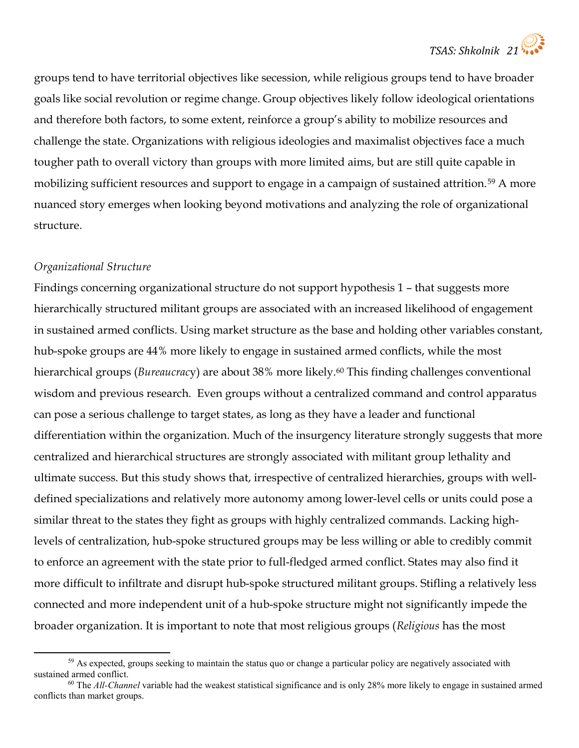groups tend to have territorial objectives like secession, while religious groups tend to have broader goals like social revolution or regime change. Group objectives likely follow ideological orientations and therefore both factors, to some extent, reinforce a group's ability to mobilize resources and challenge the state. Organizations with religious ideologies and maximalist objectives face a much tougher path to overall victory than groups with more limited aims, but are still quite capable in mobilizing sufficient resources and support to engage in a campaign of sustained attrition.[59] A more nuanced story emerges when looking beyond motivations and analyzing the role of organizational structure.

*Organizational Structure*

Findings concerning organizational structure do not support hypothesis 1 – that suggests more hierarchically structured militant groups are associated with an increased likelihood of engagement in sustained armed conflicts. Using market structure as the base and holding other variables constant, hub-spoke groups are 44% more likely to engage in sustained armed conflicts, while the most hierarchical groups (*Bureaucracy*) are about 38% more likely.[60] This finding challenges conventional wisdom and previous research. Even groups without a centralized command and control apparatus can pose a serious challenge to target states, as long as they have a leader and functional differentiation within the organization. Much of the insurgency literature strongly suggests that more centralized and hierarchical structures are strongly associated with militant group lethality and ultimate success. But this study shows that, irrespective of centralized hierarchies, groups with well-defined specializations and relatively more autonomy among lower-level cells or units could pose a similar threat to the states they fight as groups with highly centralized commands. Lacking high-levels of centralization, hub-spoke structured groups may be less willing or able to credibly commit to enforce an agreement with the state prior to full-fledged armed conflict. States may also find it more difficult to infiltrate and disrupt hub-spoke structured militant groups. Stifling a relatively less connected and more independent unit of a hub-spoke structure might not significantly impede the broader organization. It is important to note that most religious groups (*Religious* has the most

[59] As expected, groups seeking to maintain the status quo or change a particular policy are negatively associated with sustained armed conflict.

[60] The *All-Channel* variable had the weakest statistical significance and is only 28% more likely to engage in sustained armed conflicts than market groups.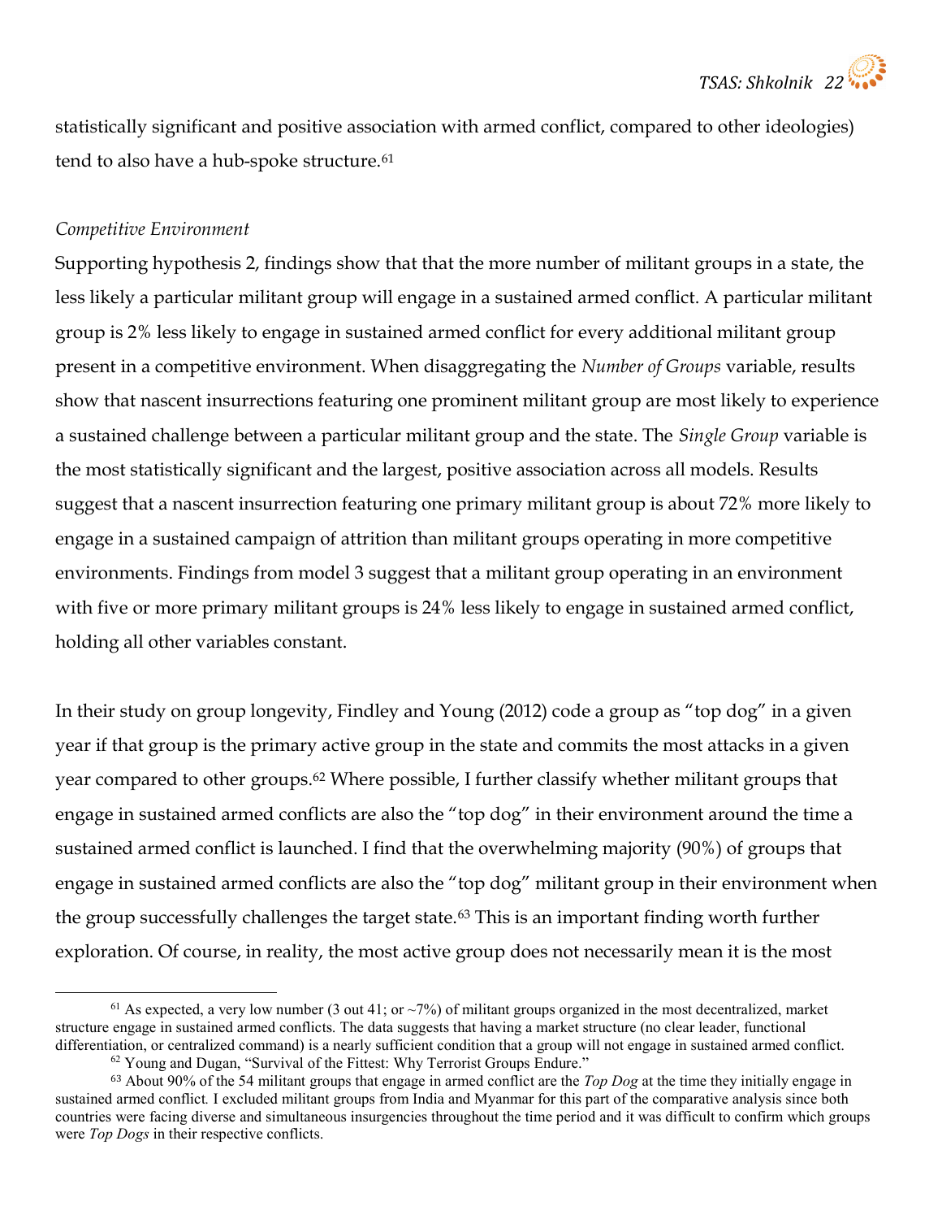statistically significant and positive association with armed conflict, compared to other ideologies) tend to also have a hub-spoke structure.[61]

*Competitive Environment*

Supporting hypothesis 2, findings show that that the more number of militant groups in a state, the less likely a particular militant group will engage in a sustained armed conflict. A particular militant group is 2% less likely to engage in sustained armed conflict for every additional militant group present in a competitive environment. When disaggregating the *Number of Groups* variable, results show that nascent insurrections featuring one prominent militant group are most likely to experience a sustained challenge between a particular militant group and the state. The *Single Group* variable is the most statistically significant and the largest, positive association across all models. Results suggest that a nascent insurrection featuring one primary militant group is about 72% more likely to engage in a sustained campaign of attrition than militant groups operating in more competitive environments. Findings from model 3 suggest that a militant group operating in an environment with five or more primary militant groups is 24% less likely to engage in sustained armed conflict, holding all other variables constant.

In their study on group longevity, Findley and Young (2012) code a group as "top dog" in a given year if that group is the primary active group in the state and commits the most attacks in a given year compared to other groups.[62] Where possible, I further classify whether militant groups that engage in sustained armed conflicts are also the "top dog" in their environment around the time a sustained armed conflict is launched. I find that the overwhelming majority (90%) of groups that engage in sustained armed conflicts are also the "top dog" militant group in their environment when the group successfully challenges the target state.[63] This is an important finding worth further exploration. Of course, in reality, the most active group does not necessarily mean it is the most

---

[61] As expected, a very low number (3 out 41; or ~7%) of militant groups organized in the most decentralized, market structure engage in sustained armed conflicts. The data suggests that having a market structure (no clear leader, functional differentiation, or centralized command) is a nearly sufficient condition that a group will not engage in sustained armed conflict.

[62] Young and Dugan, "Survival of the Fittest: Why Terrorist Groups Endure."

[63] About 90% of the 54 militant groups that engage in armed conflict are the *Top Dog* at the time they initially engage in sustained armed conflict. I excluded militant groups from India and Myanmar for this part of the comparative analysis since both countries were facing diverse and simultaneous insurgencies throughout the time period and it was difficult to confirm which groups were *Top Dogs* in their respective conflicts.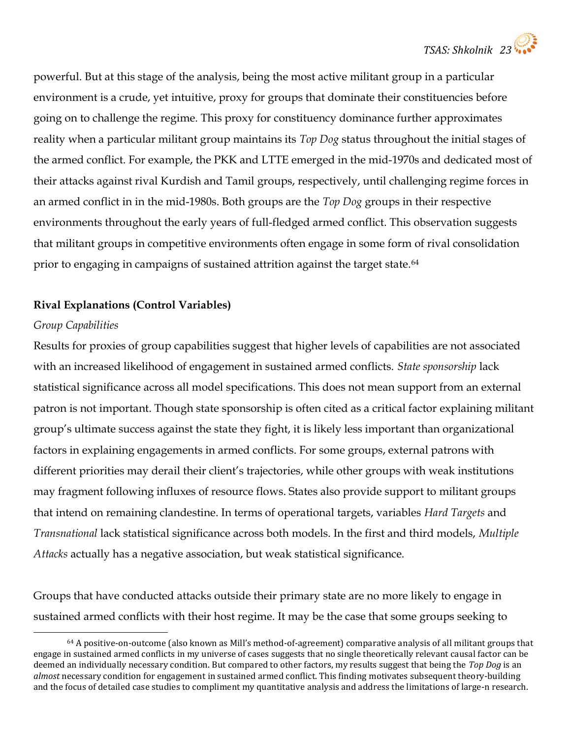powerful. But at this stage of the analysis, being the most active militant group in a particular environment is a crude, yet intuitive, proxy for groups that dominate their constituencies before going on to challenge the regime. This proxy for constituency dominance further approximates reality when a particular militant group maintains its *Top Dog* status throughout the initial stages of the armed conflict. For example, the PKK and LTTE emerged in the mid-1970s and dedicated most of their attacks against rival Kurdish and Tamil groups, respectively, until challenging regime forces in an armed conflict in in the mid-1980s. Both groups are the *Top Dog* groups in their respective environments throughout the early years of full-fledged armed conflict. This observation suggests that militant groups in competitive environments often engage in some form of rival consolidation prior to engaging in campaigns of sustained attrition against the target state.[64]

**Rival Explanations (Control Variables)**

*Group Capabilities*

Results for proxies of group capabilities suggest that higher levels of capabilities are not associated with an increased likelihood of engagement in sustained armed conflicts. *State sponsorship* lack statistical significance across all model specifications. This does not mean support from an external patron is not important. Though state sponsorship is often cited as a critical factor explaining militant group's ultimate success against the state they fight, it is likely less important than organizational factors in explaining engagements in armed conflicts. For some groups, external patrons with different priorities may derail their client's trajectories, while other groups with weak institutions may fragment following influxes of resource flows. States also provide support to militant groups that intend on remaining clandestine. In terms of operational targets, variables *Hard Targets* and *Transnational* lack statistical significance across both models. In the first and third models, *Multiple Attacks* actually has a negative association, but weak statistical significance.

Groups that have conducted attacks outside their primary state are no more likely to engage in sustained armed conflicts with their host regime. It may be the case that some groups seeking to

[64] A positive-on-outcome (also known as Mill's method-of-agreement) comparative analysis of all militant groups that engage in sustained armed conflicts in my universe of cases suggests that no single theoretically relevant causal factor can be deemed an individually necessary condition. But compared to other factors, my results suggest that being the *Top Dog* is an *almost* necessary condition for engagement in sustained armed conflict. This finding motivates subsequent theory-building and the focus of detailed case studies to compliment my quantitative analysis and address the limitations of large-n research.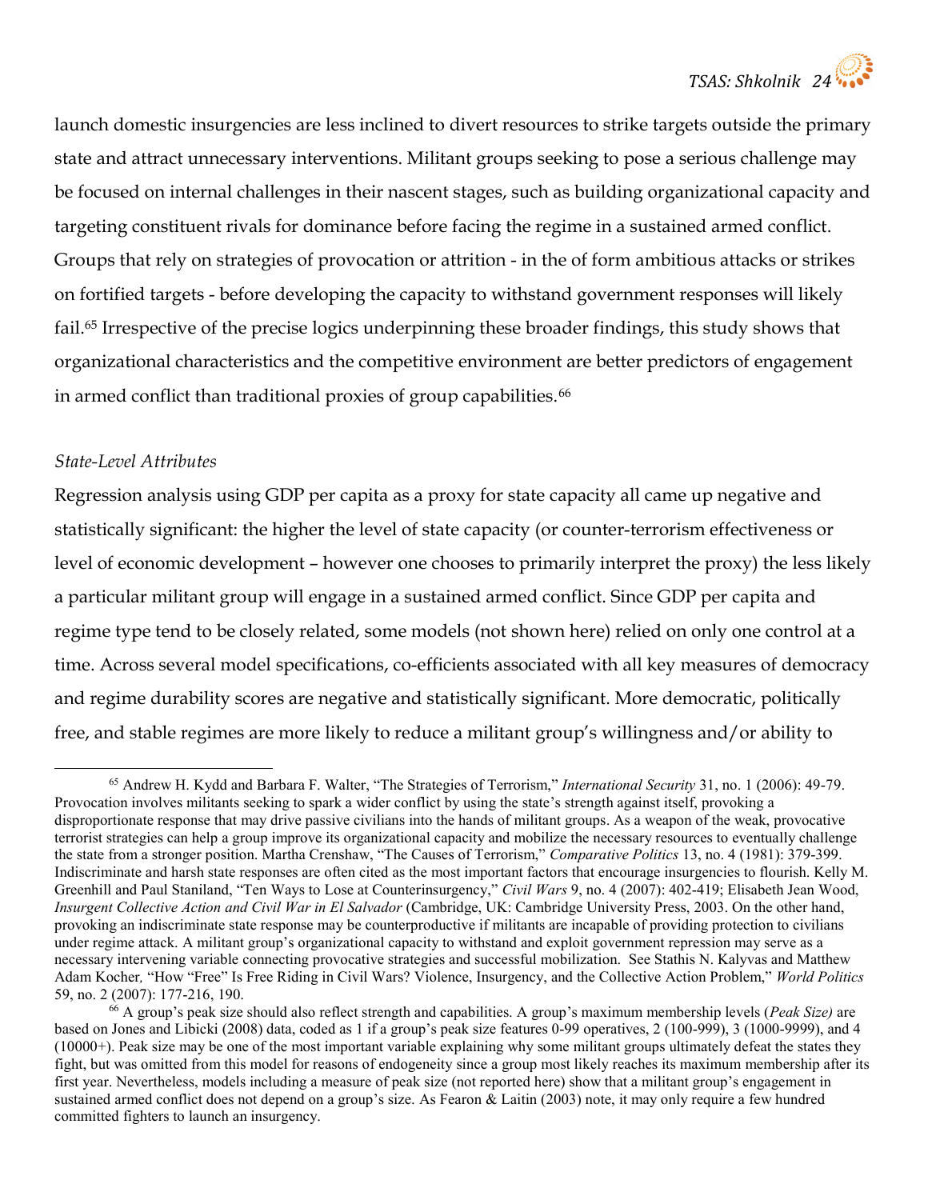launch domestic insurgencies are less inclined to divert resources to strike targets outside the primary state and attract unnecessary interventions. Militant groups seeking to pose a serious challenge may be focused on internal challenges in their nascent stages, such as building organizational capacity and targeting constituent rivals for dominance before facing the regime in a sustained armed conflict. Groups that rely on strategies of provocation or attrition - in the of form ambitious attacks or strikes on fortified targets - before developing the capacity to withstand government responses will likely fail.[65] Irrespective of the precise logics underpinning these broader findings, this study shows that organizational characteristics and the competitive environment are better predictors of engagement in armed conflict than traditional proxies of group capabilities.[66]

*State-Level Attributes*

Regression analysis using GDP per capita as a proxy for state capacity all came up negative and statistically significant: the higher the level of state capacity (or counter-terrorism effectiveness or level of economic development – however one chooses to primarily interpret the proxy) the less likely a particular militant group will engage in a sustained armed conflict. Since GDP per capita and regime type tend to be closely related, some models (not shown here) relied on only one control at a time. Across several model specifications, co-efficients associated with all key measures of democracy and regime durability scores are negative and statistically significant. More democratic, politically free, and stable regimes are more likely to reduce a militant group's willingness and/or ability to

---

[65] Andrew H. Kydd and Barbara F. Walter, "The Strategies of Terrorism," *International Security* 31, no. 1 (2006): 49-79. Provocation involves militants seeking to spark a wider conflict by using the state's strength against itself, provoking a disproportionate response that may drive passive civilians into the hands of militant groups. As a weapon of the weak, provocative terrorist strategies can help a group improve its organizational capacity and mobilize the necessary resources to eventually challenge the state from a stronger position. Martha Crenshaw, "The Causes of Terrorism," *Comparative Politics* 13, no. 4 (1981): 379-399. Indiscriminate and harsh state responses are often cited as the most important factors that encourage insurgencies to flourish. Kelly M. Greenhill and Paul Staniland, "Ten Ways to Lose at Counterinsurgency," *Civil Wars* 9, no. 4 (2007): 402-419; Elisabeth Jean Wood, *Insurgent Collective Action and Civil War in El Salvador* (Cambridge, UK: Cambridge University Press, 2003. On the other hand, provoking an indiscriminate state response may be counterproductive if militants are incapable of providing protection to civilians under regime attack. A militant group's organizational capacity to withstand and exploit government repression may serve as a necessary intervening variable connecting provocative strategies and successful mobilization. See Stathis N. Kalyvas and Matthew Adam Kocher, "How "Free" Is Free Riding in Civil Wars? Violence, Insurgency, and the Collective Action Problem," *World Politics* 59, no. 2 (2007): 177-216, 190.

[66] A group's peak size should also reflect strength and capabilities. A group's maximum membership levels (*Peak Size)* are based on Jones and Libicki (2008) data, coded as 1 if a group's peak size features 0-99 operatives, 2 (100-999), 3 (1000-9999), and 4 (10000+). Peak size may be one of the most important variable explaining why some militant groups ultimately defeat the states they fight, but was omitted from this model for reasons of endogeneity since a group most likely reaches its maximum membership after its first year. Nevertheless, models including a measure of peak size (not reported here) show that a militant group's engagement in sustained armed conflict does not depend on a group's size. As Fearon & Laitin (2003) note, it may only require a few hundred committed fighters to launch an insurgency.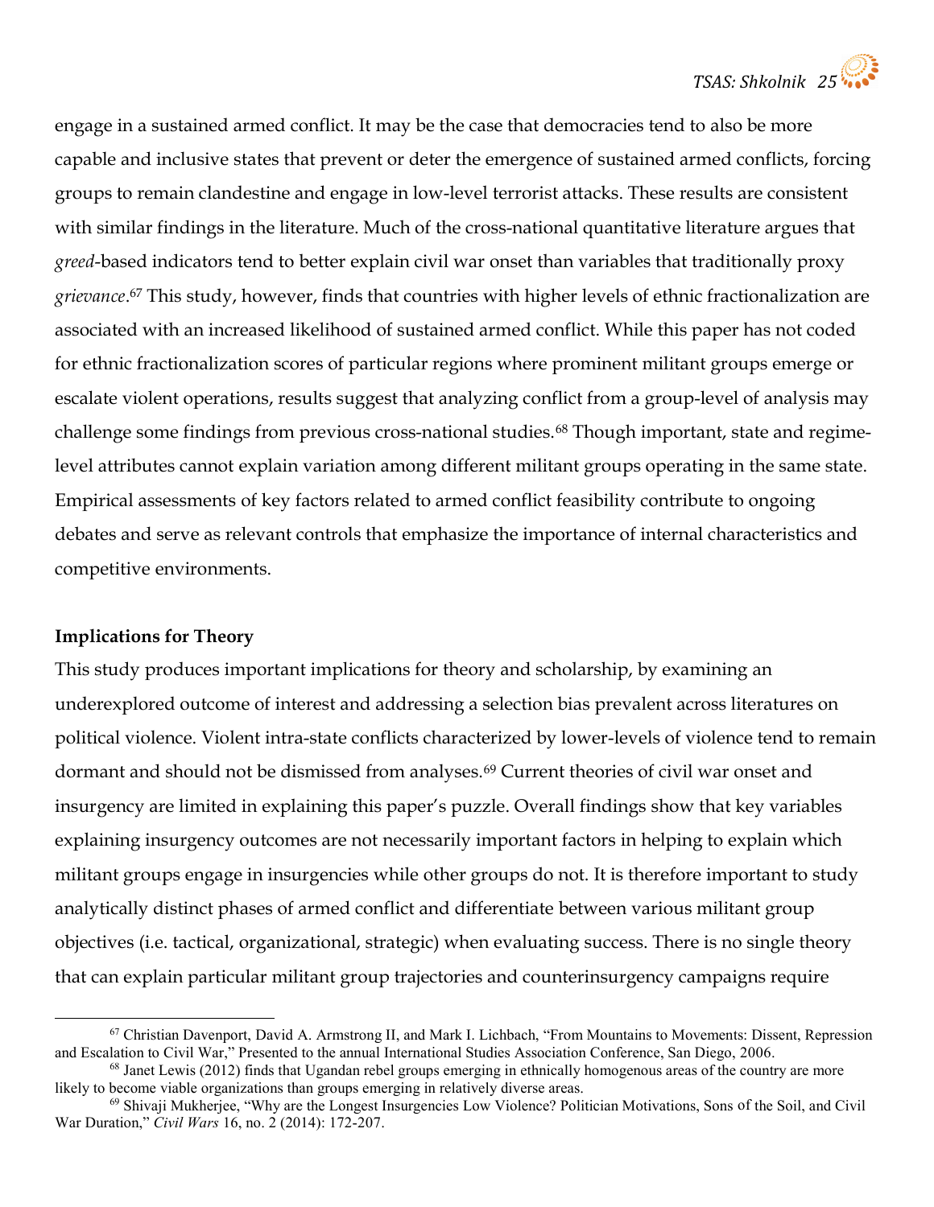engage in a sustained armed conflict. It may be the case that democracies tend to also be more capable and inclusive states that prevent or deter the emergence of sustained armed conflicts, forcing groups to remain clandestine and engage in low-level terrorist attacks. These results are consistent with similar findings in the literature. Much of the cross-national quantitative literature argues that *greed*-based indicators tend to better explain civil war onset than variables that traditionally proxy *grievance*.[67] This study, however, finds that countries with higher levels of ethnic fractionalization are associated with an increased likelihood of sustained armed conflict. While this paper has not coded for ethnic fractionalization scores of particular regions where prominent militant groups emerge or escalate violent operations, results suggest that analyzing conflict from a group-level of analysis may challenge some findings from previous cross-national studies.[68] Though important, state and regime-level attributes cannot explain variation among different militant groups operating in the same state. Empirical assessments of key factors related to armed conflict feasibility contribute to ongoing debates and serve as relevant controls that emphasize the importance of internal characteristics and competitive environments.

**Implications for Theory**

This study produces important implications for theory and scholarship, by examining an underexplored outcome of interest and addressing a selection bias prevalent across literatures on political violence. Violent intra-state conflicts characterized by lower-levels of violence tend to remain dormant and should not be dismissed from analyses.[69] Current theories of civil war onset and insurgency are limited in explaining this paper's puzzle. Overall findings show that key variables explaining insurgency outcomes are not necessarily important factors in helping to explain which militant groups engage in insurgencies while other groups do not. It is therefore important to study analytically distinct phases of armed conflict and differentiate between various militant group objectives (i.e. tactical, organizational, strategic) when evaluating success. There is no single theory that can explain particular militant group trajectories and counterinsurgency campaigns require

---

[67] Christian Davenport, David A. Armstrong II, and Mark I. Lichbach, "From Mountains to Movements: Dissent, Repression and Escalation to Civil War," Presented to the annual International Studies Association Conference, San Diego, 2006.

[68] Janet Lewis (2012) finds that Ugandan rebel groups emerging in ethnically homogenous areas of the country are more likely to become viable organizations than groups emerging in relatively diverse areas.

[69] Shivaji Mukherjee, "Why are the Longest Insurgencies Low Violence? Politician Motivations, Sons of the Soil, and Civil War Duration," *Civil Wars* 16, no. 2 (2014): 172-207.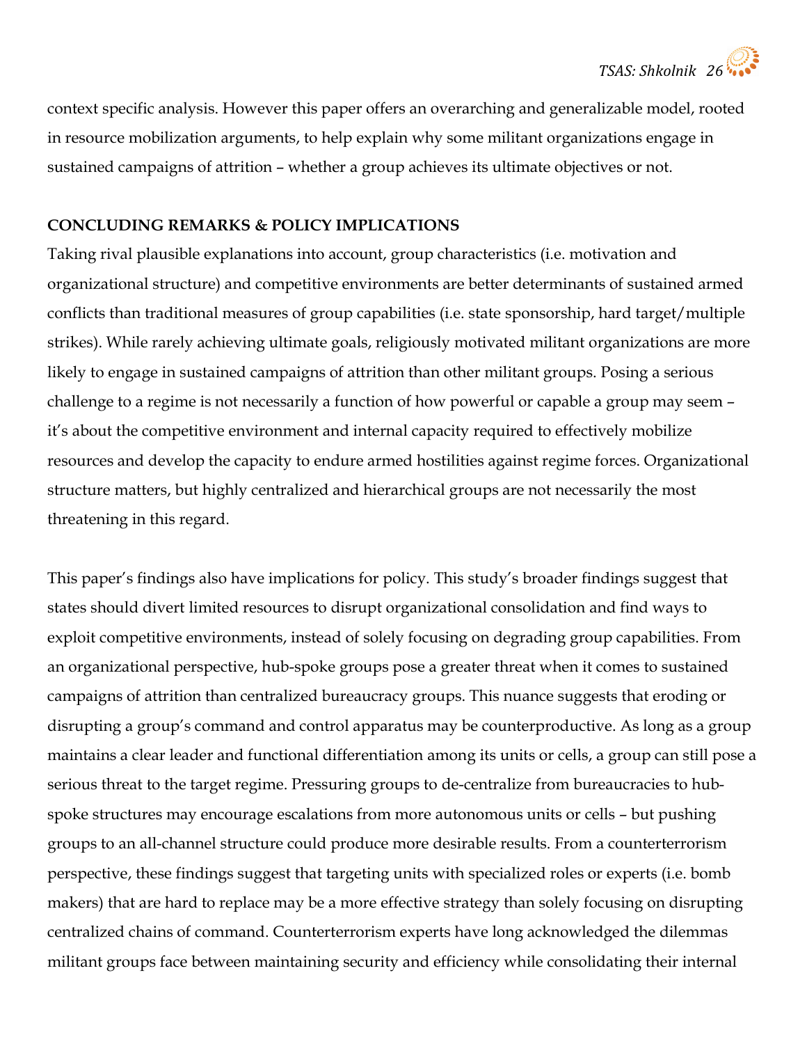context specific analysis. However this paper offers an overarching and generalizable model, rooted in resource mobilization arguments, to help explain why some militant organizations engage in sustained campaigns of attrition – whether a group achieves its ultimate objectives or not.

## CONCLUDING REMARKS & POLICY IMPLICATIONS

Taking rival plausible explanations into account, group characteristics (i.e. motivation and organizational structure) and competitive environments are better determinants of sustained armed conflicts than traditional measures of group capabilities (i.e. state sponsorship, hard target/multiple strikes). While rarely achieving ultimate goals, religiously motivated militant organizations are more likely to engage in sustained campaigns of attrition than other militant groups. Posing a serious challenge to a regime is not necessarily a function of how powerful or capable a group may seem – it's about the competitive environment and internal capacity required to effectively mobilize resources and develop the capacity to endure armed hostilities against regime forces. Organizational structure matters, but highly centralized and hierarchical groups are not necessarily the most threatening in this regard.

This paper's findings also have implications for policy. This study's broader findings suggest that states should divert limited resources to disrupt organizational consolidation and find ways to exploit competitive environments, instead of solely focusing on degrading group capabilities. From an organizational perspective, hub-spoke groups pose a greater threat when it comes to sustained campaigns of attrition than centralized bureaucracy groups. This nuance suggests that eroding or disrupting a group's command and control apparatus may be counterproductive. As long as a group maintains a clear leader and functional differentiation among its units or cells, a group can still pose a serious threat to the target regime. Pressuring groups to de-centralize from bureaucracies to hub-spoke structures may encourage escalations from more autonomous units or cells – but pushing groups to an all-channel structure could produce more desirable results. From a counterterrorism perspective, these findings suggest that targeting units with specialized roles or experts (i.e. bomb makers) that are hard to replace may be a more effective strategy than solely focusing on disrupting centralized chains of command. Counterterrorism experts have long acknowledged the dilemmas militant groups face between maintaining security and efficiency while consolidating their internal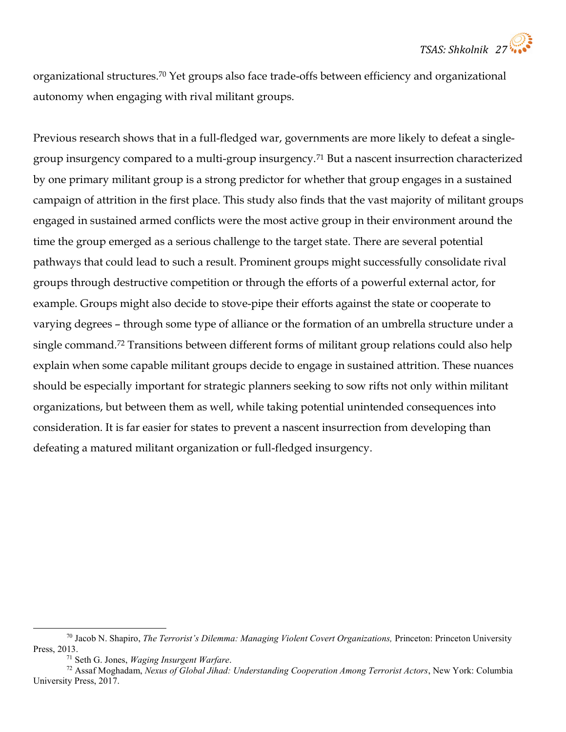organizational structures.[70] Yet groups also face trade-offs between efficiency and organizational autonomy when engaging with rival militant groups.

Previous research shows that in a full-fledged war, governments are more likely to defeat a single-group insurgency compared to a multi-group insurgency.[71] But a nascent insurrection characterized by one primary militant group is a strong predictor for whether that group engages in a sustained campaign of attrition in the first place. This study also finds that the vast majority of militant groups engaged in sustained armed conflicts were the most active group in their environment around the time the group emerged as a serious challenge to the target state. There are several potential pathways that could lead to such a result. Prominent groups might successfully consolidate rival groups through destructive competition or through the efforts of a powerful external actor, for example. Groups might also decide to stove-pipe their efforts against the state or cooperate to varying degrees – through some type of alliance or the formation of an umbrella structure under a single command.[72] Transitions between different forms of militant group relations could also help explain when some capable militant groups decide to engage in sustained attrition. These nuances should be especially important for strategic planners seeking to sow rifts not only within militant organizations, but between them as well, while taking potential unintended consequences into consideration. It is far easier for states to prevent a nascent insurrection from developing than defeating a matured militant organization or full-fledged insurgency.

[70] Jacob N. Shapiro, *The Terrorist's Dilemma: Managing Violent Covert Organizations,* Princeton: Princeton University Press, 2013.

[71] Seth G. Jones, *Waging Insurgent Warfare*.

[72] Assaf Moghadam, *Nexus of Global Jihad: Understanding Cooperation Among Terrorist Actors*, New York: Columbia University Press, 2017.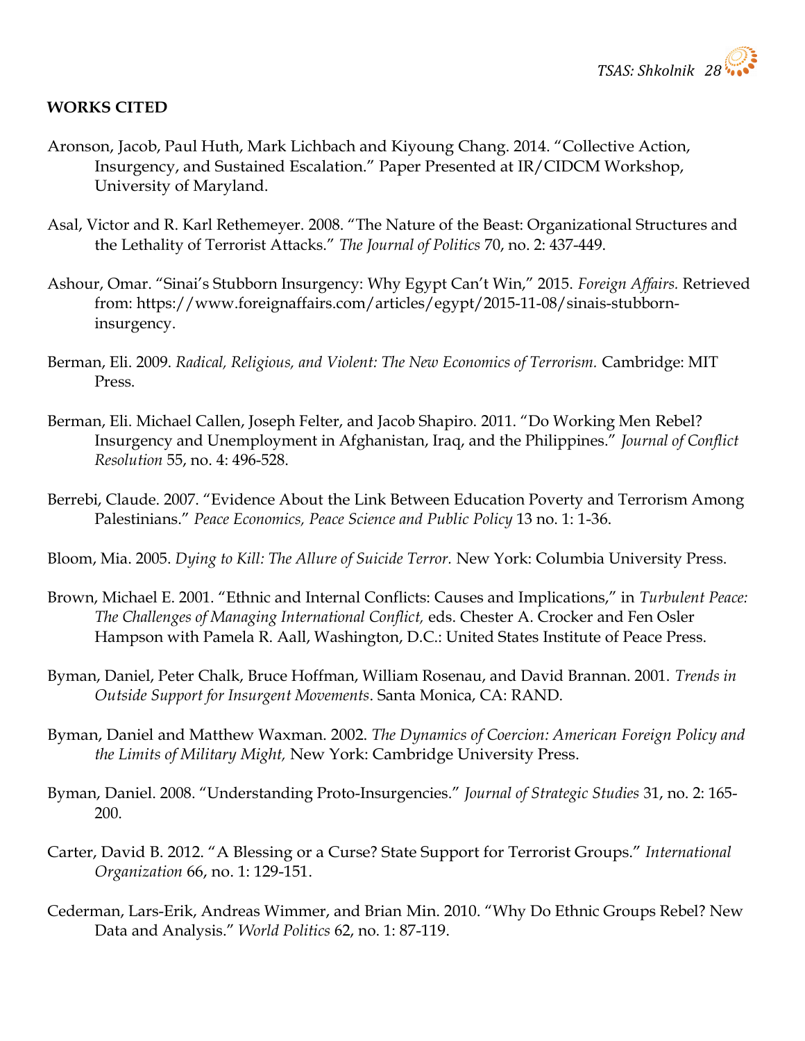**WORKS CITED**

Aronson, Jacob, Paul Huth, Mark Lichbach and Kiyoung Chang. 2014. "Collective Action, Insurgency, and Sustained Escalation." Paper Presented at IR/CIDCM Workshop, University of Maryland.

Asal, Victor and R. Karl Rethemeyer. 2008. "The Nature of the Beast: Organizational Structures and the Lethality of Terrorist Attacks." *The Journal of Politics* 70, no. 2: 437-449.

Ashour, Omar. "Sinai's Stubborn Insurgency: Why Egypt Can't Win," 2015. *Foreign Affairs.* Retrieved from: https://www.foreignaffairs.com/articles/egypt/2015-11-08/sinais-stubborn-insurgency.

Berman, Eli. 2009. *Radical, Religious, and Violent: The New Economics of Terrorism.* Cambridge: MIT Press.

Berman, Eli. Michael Callen, Joseph Felter, and Jacob Shapiro. 2011. "Do Working Men Rebel? Insurgency and Unemployment in Afghanistan, Iraq, and the Philippines." *Journal of Conflict Resolution* 55, no. 4: 496-528.

Berrebi, Claude. 2007. "Evidence About the Link Between Education Poverty and Terrorism Among Palestinians." *Peace Economics, Peace Science and Public Policy* 13 no. 1: 1-36.

Bloom, Mia. 2005. *Dying to Kill: The Allure of Suicide Terror.* New York: Columbia University Press.

Brown, Michael E. 2001. "Ethnic and Internal Conflicts: Causes and Implications," in *Turbulent Peace: The Challenges of Managing International Conflict,* eds. Chester A. Crocker and Fen Osler Hampson with Pamela R. Aall, Washington, D.C.: United States Institute of Peace Press.

Byman, Daniel, Peter Chalk, Bruce Hoffman, William Rosenau, and David Brannan. 2001. *Trends in Outside Support for Insurgent Movements*. Santa Monica, CA: RAND.

Byman, Daniel and Matthew Waxman. 2002. *The Dynamics of Coercion: American Foreign Policy and the Limits of Military Might,* New York: Cambridge University Press.

Byman, Daniel. 2008. "Understanding Proto-Insurgencies." *Journal of Strategic Studies* 31, no. 2: 165-200.

Carter, David B. 2012. "A Blessing or a Curse? State Support for Terrorist Groups." *International Organization* 66, no. 1: 129-151.

Cederman, Lars-Erik, Andreas Wimmer, and Brian Min. 2010. "Why Do Ethnic Groups Rebel? New Data and Analysis." *World Politics* 62, no. 1: 87-119.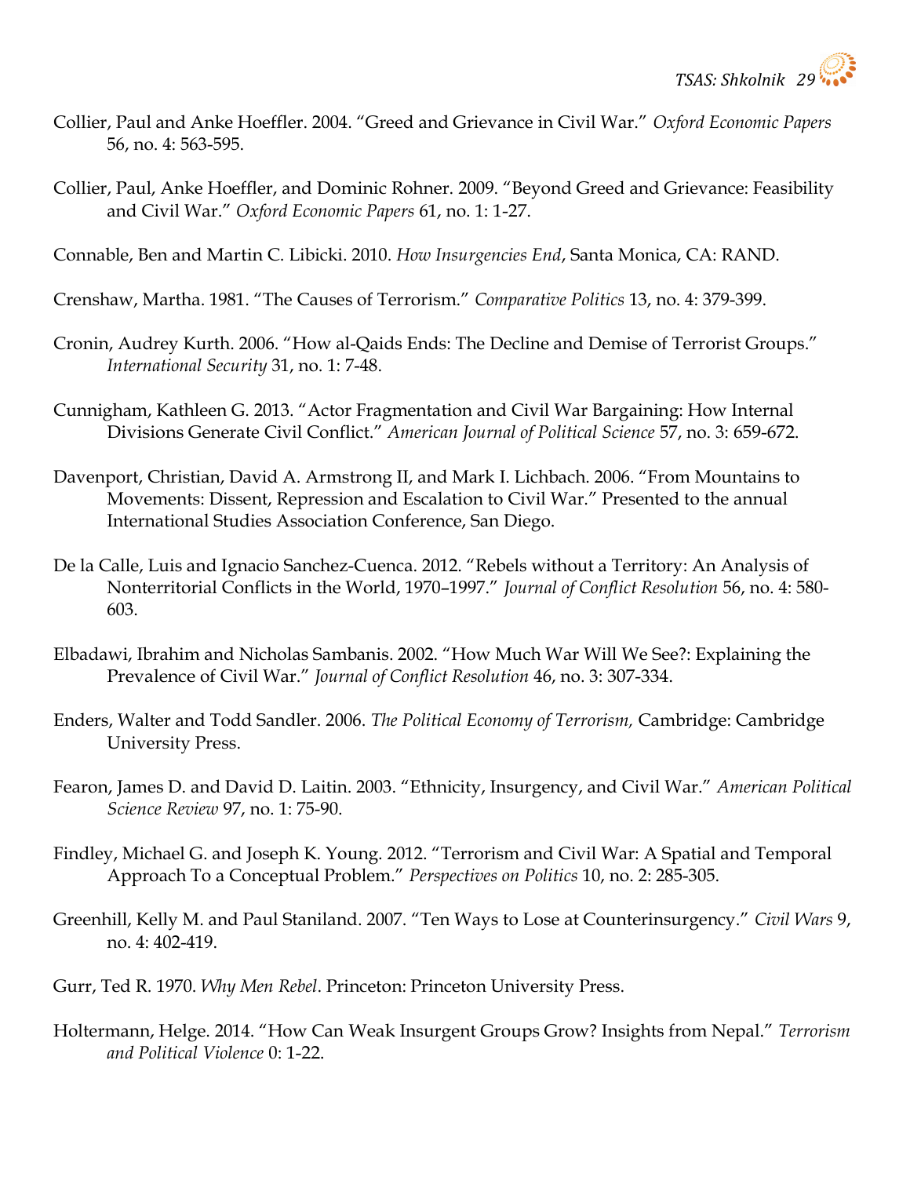Collier, Paul and Anke Hoeffler. 2004. "Greed and Grievance in Civil War." *Oxford Economic Papers* 56, no. 4: 563-595.

Collier, Paul, Anke Hoeffler, and Dominic Rohner. 2009. "Beyond Greed and Grievance: Feasibility and Civil War." *Oxford Economic Papers* 61, no. 1: 1-27.

Connable, Ben and Martin C. Libicki. 2010. *How Insurgencies End*, Santa Monica, CA: RAND.

Crenshaw, Martha. 1981. "The Causes of Terrorism." *Comparative Politics* 13, no. 4: 379-399.

Cronin, Audrey Kurth. 2006. "How al-Qaids Ends: The Decline and Demise of Terrorist Groups." *International Security* 31, no. 1: 7-48.

Cunnigham, Kathleen G. 2013. "Actor Fragmentation and Civil War Bargaining: How Internal Divisions Generate Civil Conflict." *American Journal of Political Science* 57, no. 3: 659-672.

Davenport, Christian, David A. Armstrong II, and Mark I. Lichbach. 2006. "From Mountains to Movements: Dissent, Repression and Escalation to Civil War." Presented to the annual International Studies Association Conference, San Diego.

De la Calle, Luis and Ignacio Sanchez-Cuenca. 2012. "Rebels without a Territory: An Analysis of Nonterritorial Conflicts in the World, 1970–1997." *Journal of Conflict Resolution* 56, no. 4: 580-603.

Elbadawi, Ibrahim and Nicholas Sambanis. 2002. "How Much War Will We See?: Explaining the Prevalence of Civil War." *Journal of Conflict Resolution* 46, no. 3: 307-334.

Enders, Walter and Todd Sandler. 2006. *The Political Economy of Terrorism,* Cambridge: Cambridge University Press.

Fearon, James D. and David D. Laitin. 2003. "Ethnicity, Insurgency, and Civil War." *American Political Science Review* 97, no. 1: 75-90.

Findley, Michael G. and Joseph K. Young. 2012. "Terrorism and Civil War: A Spatial and Temporal Approach To a Conceptual Problem." *Perspectives on Politics* 10, no. 2: 285-305.

Greenhill, Kelly M. and Paul Staniland. 2007. "Ten Ways to Lose at Counterinsurgency." *Civil Wars* 9, no. 4: 402-419.

Gurr, Ted R. 1970. *Why Men Rebel*. Princeton: Princeton University Press.

Holtermann, Helge. 2014. "How Can Weak Insurgent Groups Grow? Insights from Nepal." *Terrorism and Political Violence* 0: 1-22.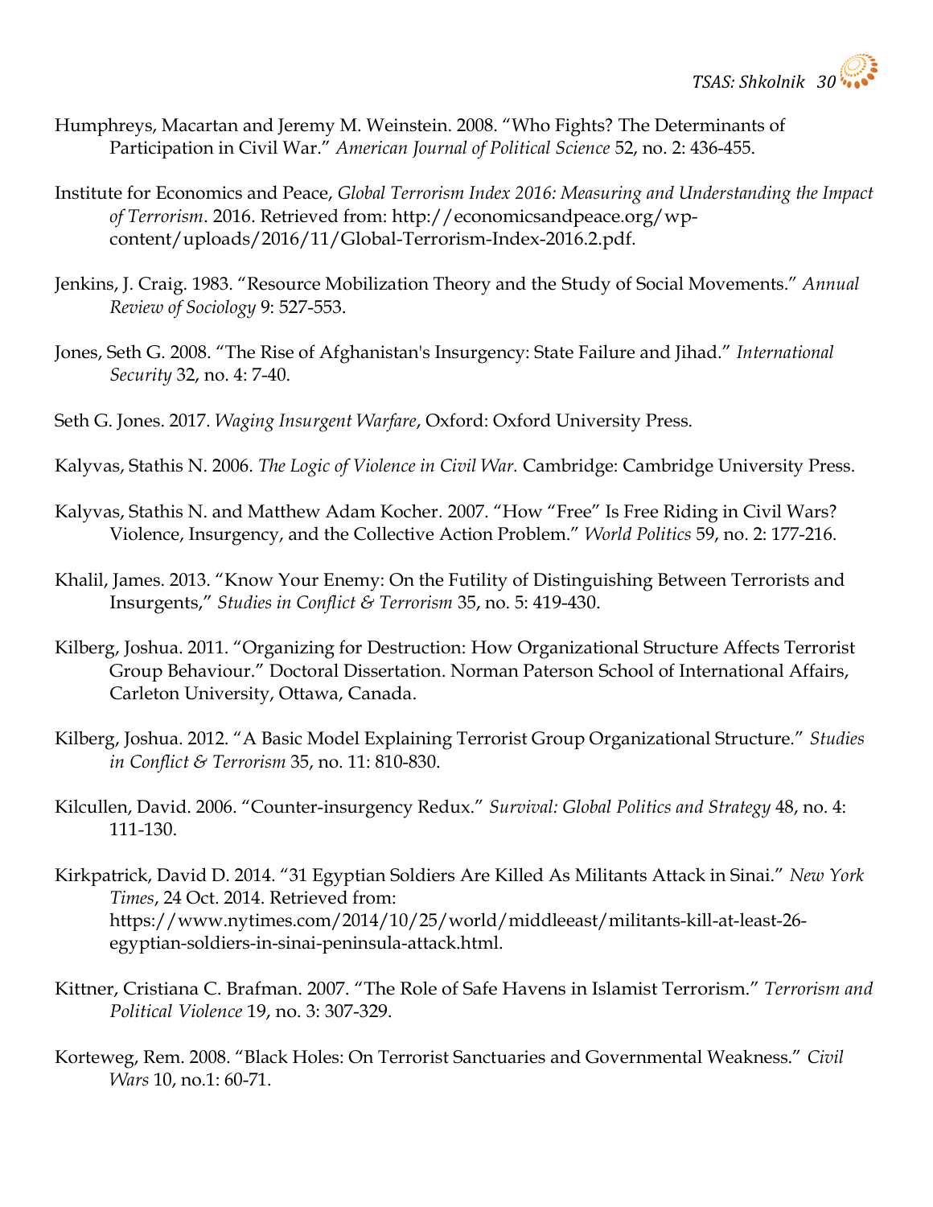Humphreys, Macartan and Jeremy M. Weinstein. 2008. "Who Fights? The Determinants of Participation in Civil War." *American Journal of Political Science* 52, no. 2: 436-455.

Institute for Economics and Peace, *Global Terrorism Index 2016: Measuring and Understanding the Impact of Terrorism*. 2016. Retrieved from: http://economicsandpeace.org/wp-content/uploads/2016/11/Global-Terrorism-Index-2016.2.pdf.

Jenkins, J. Craig. 1983. "Resource Mobilization Theory and the Study of Social Movements." *Annual Review of Sociology* 9: 527-553.

Jones, Seth G. 2008. "The Rise of Afghanistan's Insurgency: State Failure and Jihad." *International Security* 32, no. 4: 7-40.

Seth G. Jones. 2017. *Waging Insurgent Warfare*, Oxford: Oxford University Press.

Kalyvas, Stathis N. 2006. *The Logic of Violence in Civil War.* Cambridge: Cambridge University Press.

Kalyvas, Stathis N. and Matthew Adam Kocher. 2007. "How "Free" Is Free Riding in Civil Wars? Violence, Insurgency, and the Collective Action Problem." *World Politics* 59, no. 2: 177-216.

Khalil, James. 2013. "Know Your Enemy: On the Futility of Distinguishing Between Terrorists and Insurgents," *Studies in Conflict & Terrorism* 35, no. 5: 419-430.

Kilberg, Joshua. 2011. "Organizing for Destruction: How Organizational Structure Affects Terrorist Group Behaviour." Doctoral Dissertation. Norman Paterson School of International Affairs, Carleton University, Ottawa, Canada.

Kilberg, Joshua. 2012. "A Basic Model Explaining Terrorist Group Organizational Structure." *Studies in Conflict & Terrorism* 35, no. 11: 810-830.

Kilcullen, David. 2006. "Counter-insurgency Redux." *Survival: Global Politics and Strategy* 48, no. 4: 111-130.

Kirkpatrick, David D. 2014. "31 Egyptian Soldiers Are Killed As Militants Attack in Sinai." *New York Times*, 24 Oct. 2014. Retrieved from: https://www.nytimes.com/2014/10/25/world/middleeast/militants-kill-at-least-26-egyptian-soldiers-in-sinai-peninsula-attack.html.

Kittner, Cristiana C. Brafman. 2007. "The Role of Safe Havens in Islamist Terrorism." *Terrorism and Political Violence* 19, no. 3: 307-329.

Korteweg, Rem. 2008. "Black Holes: On Terrorist Sanctuaries and Governmental Weakness." *Civil Wars* 10, no.1: 60-71.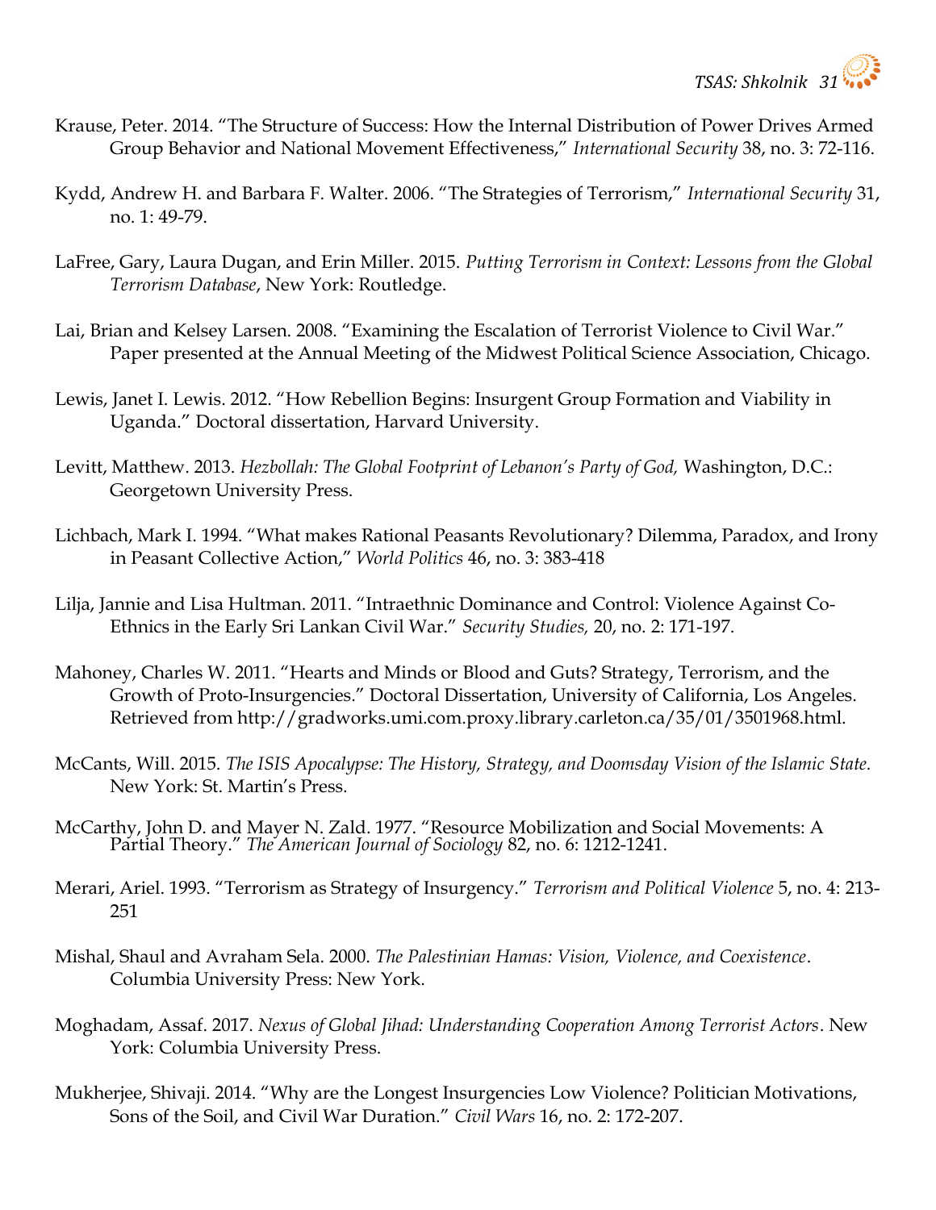Krause, Peter. 2014. "The Structure of Success: How the Internal Distribution of Power Drives Armed Group Behavior and National Movement Effectiveness," *International Security* 38, no. 3: 72-116.

Kydd, Andrew H. and Barbara F. Walter. 2006. "The Strategies of Terrorism," *International Security* 31, no. 1: 49-79.

LaFree, Gary, Laura Dugan, and Erin Miller. 2015. *Putting Terrorism in Context: Lessons from the Global Terrorism Database*, New York: Routledge.

Lai, Brian and Kelsey Larsen. 2008. "Examining the Escalation of Terrorist Violence to Civil War." Paper presented at the Annual Meeting of the Midwest Political Science Association, Chicago.

Lewis, Janet I. Lewis. 2012. "How Rebellion Begins: Insurgent Group Formation and Viability in Uganda." Doctoral dissertation, Harvard University.

Levitt, Matthew. 2013. *Hezbollah: The Global Footprint of Lebanon's Party of God,* Washington, D.C.: Georgetown University Press.

Lichbach, Mark I. 1994. "What makes Rational Peasants Revolutionary? Dilemma, Paradox, and Irony in Peasant Collective Action," *World Politics* 46, no. 3: 383-418

Lilja, Jannie and Lisa Hultman. 2011. "Intraethnic Dominance and Control: Violence Against Co-Ethnics in the Early Sri Lankan Civil War." *Security Studies,* 20, no. 2: 171-197.

Mahoney, Charles W. 2011. "Hearts and Minds or Blood and Guts? Strategy, Terrorism, and the Growth of Proto-Insurgencies." Doctoral Dissertation, University of California, Los Angeles. Retrieved from http://gradworks.umi.com.proxy.library.carleton.ca/35/01/3501968.html.

McCants, Will. 2015. *The ISIS Apocalypse: The History, Strategy, and Doomsday Vision of the Islamic State.* New York: St. Martin's Press.

McCarthy, John D. and Mayer N. Zald. 1977. "Resource Mobilization and Social Movements: A Partial Theory." *The American Journal of Sociology* 82, no. 6: 1212-1241.

Merari, Ariel. 1993. "Terrorism as Strategy of Insurgency." *Terrorism and Political Violence* 5, no. 4: 213-251

Mishal, Shaul and Avraham Sela. 2000. *The Palestinian Hamas: Vision, Violence, and Coexistence*. Columbia University Press: New York.

Moghadam, Assaf. 2017. *Nexus of Global Jihad: Understanding Cooperation Among Terrorist Actors*. New York: Columbia University Press.

Mukherjee, Shivaji. 2014. "Why are the Longest Insurgencies Low Violence? Politician Motivations, Sons of the Soil, and Civil War Duration." *Civil Wars* 16, no. 2: 172-207.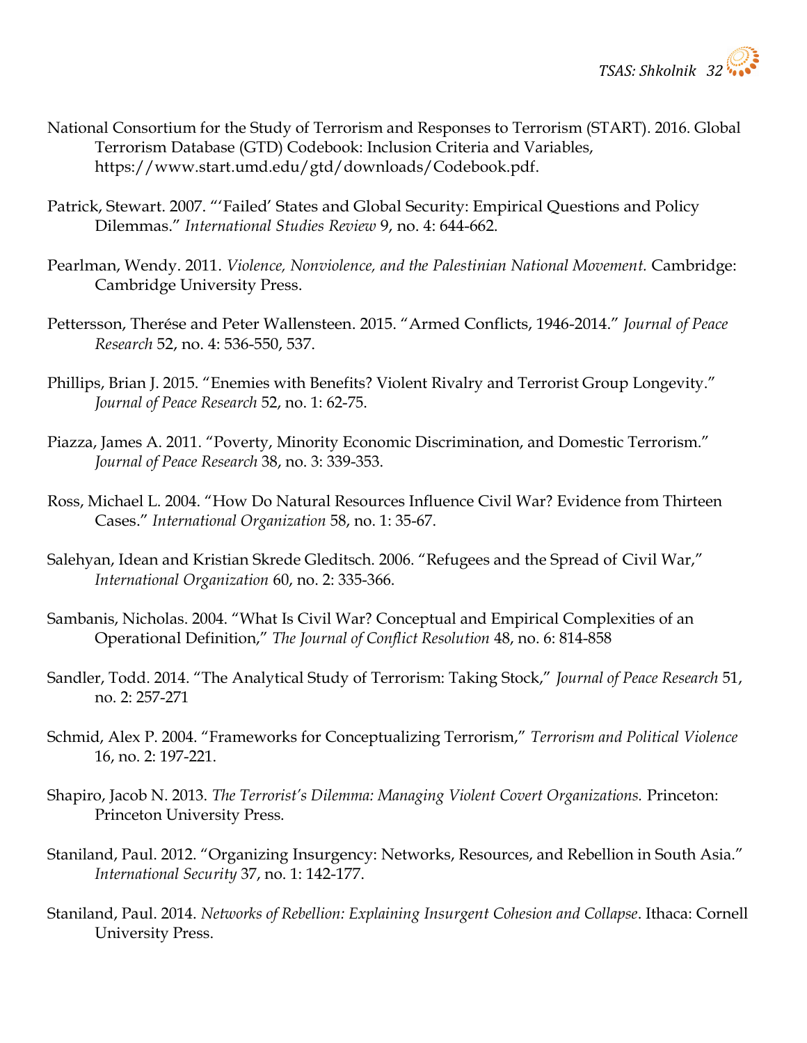National Consortium for the Study of Terrorism and Responses to Terrorism (START). 2016. Global Terrorism Database (GTD) Codebook: Inclusion Criteria and Variables, https://www.start.umd.edu/gtd/downloads/Codebook.pdf.

Patrick, Stewart. 2007. "'Failed' States and Global Security: Empirical Questions and Policy Dilemmas." *International Studies Review* 9, no. 4: 644-662.

Pearlman, Wendy. 2011. *Violence, Nonviolence, and the Palestinian National Movement.* Cambridge: Cambridge University Press.

Pettersson, Therése and Peter Wallensteen. 2015. "Armed Conflicts, 1946-2014." *Journal of Peace Research* 52, no. 4: 536-550, 537.

Phillips, Brian J. 2015. "Enemies with Benefits? Violent Rivalry and Terrorist Group Longevity." *Journal of Peace Research* 52, no. 1: 62-75.

Piazza, James A. 2011. "Poverty, Minority Economic Discrimination, and Domestic Terrorism." *Journal of Peace Research* 38, no. 3: 339-353.

Ross, Michael L. 2004. "How Do Natural Resources Influence Civil War? Evidence from Thirteen Cases." *International Organization* 58, no. 1: 35-67.

Salehyan, Idean and Kristian Skrede Gleditsch. 2006. "Refugees and the Spread of Civil War," *International Organization* 60, no. 2: 335-366.

Sambanis, Nicholas. 2004. "What Is Civil War? Conceptual and Empirical Complexities of an Operational Definition," *The Journal of Conflict Resolution* 48, no. 6: 814-858

Sandler, Todd. 2014. "The Analytical Study of Terrorism: Taking Stock," *Journal of Peace Research* 51, no. 2: 257-271

Schmid, Alex P. 2004. "Frameworks for Conceptualizing Terrorism," *Terrorism and Political Violence* 16, no. 2: 197-221.

Shapiro, Jacob N. 2013. *The Terrorist's Dilemma: Managing Violent Covert Organizations.* Princeton: Princeton University Press.

Staniland, Paul. 2012. "Organizing Insurgency: Networks, Resources, and Rebellion in South Asia." *International Security* 37, no. 1: 142-177.

Staniland, Paul. 2014. *Networks of Rebellion: Explaining Insurgent Cohesion and Collapse*. Ithaca: Cornell University Press.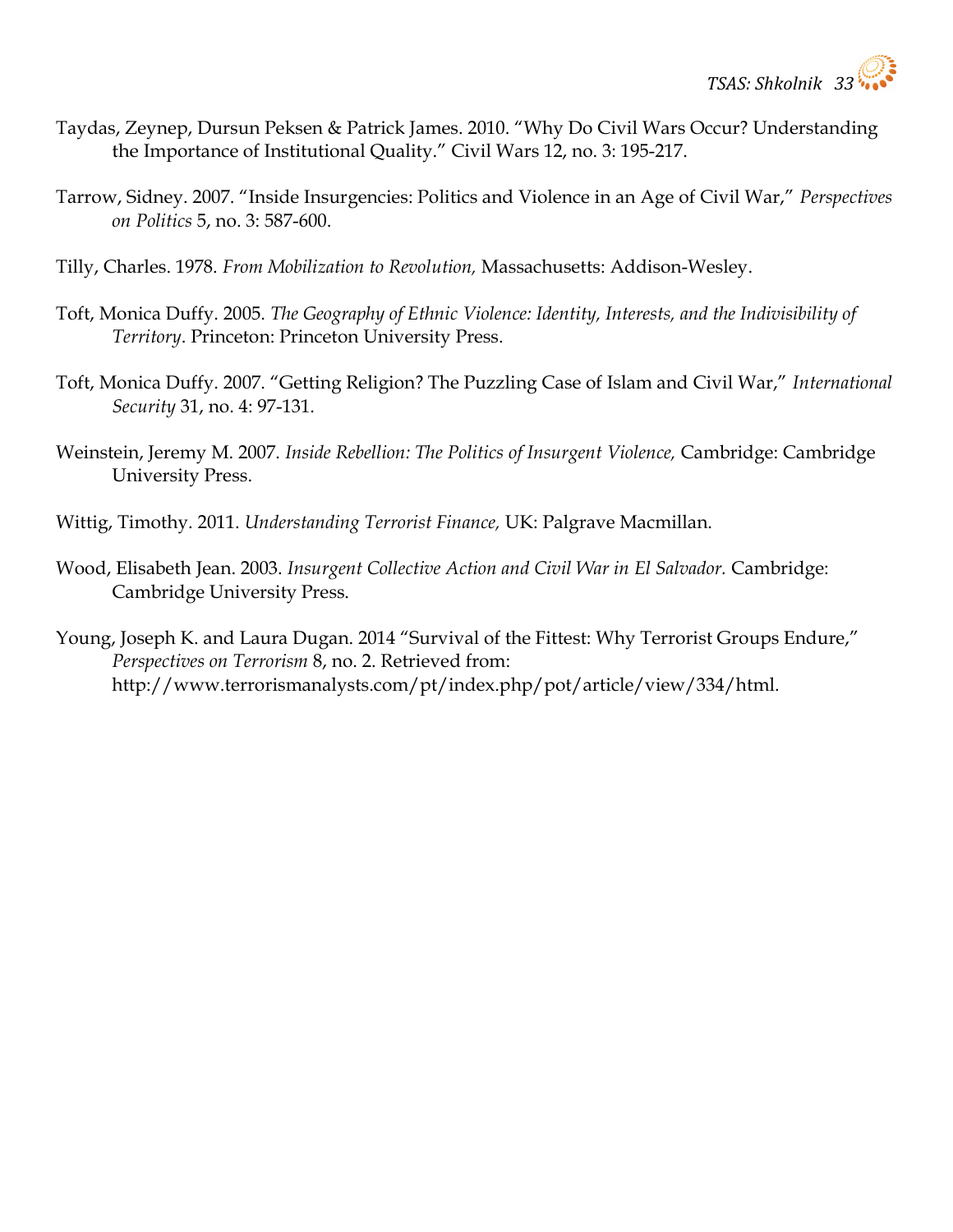Taydas, Zeynep, Dursun Peksen & Patrick James. 2010. "Why Do Civil Wars Occur? Understanding the Importance of Institutional Quality." Civil Wars 12, no. 3: 195-217.

Tarrow, Sidney. 2007. "Inside Insurgencies: Politics and Violence in an Age of Civil War," *Perspectives on Politics* 5, no. 3: 587-600.

Tilly, Charles. 1978. *From Mobilization to Revolution,* Massachusetts: Addison-Wesley.

Toft, Monica Duffy. 2005. *The Geography of Ethnic Violence: Identity, Interests, and the Indivisibility of Territory*. Princeton: Princeton University Press.

Toft, Monica Duffy. 2007. "Getting Religion? The Puzzling Case of Islam and Civil War," *International Security* 31, no. 4: 97-131.

Weinstein, Jeremy M. 2007. *Inside Rebellion: The Politics of Insurgent Violence,* Cambridge: Cambridge University Press.

Wittig, Timothy. 2011. *Understanding Terrorist Finance,* UK: Palgrave Macmillan.

Wood, Elisabeth Jean. 2003. *Insurgent Collective Action and Civil War in El Salvador.* Cambridge: Cambridge University Press.

Young, Joseph K. and Laura Dugan. 2014 "Survival of the Fittest: Why Terrorist Groups Endure," *Perspectives on Terrorism* 8, no. 2. Retrieved from: http://www.terrorismanalysts.com/pt/index.php/pot/article/view/334/html.